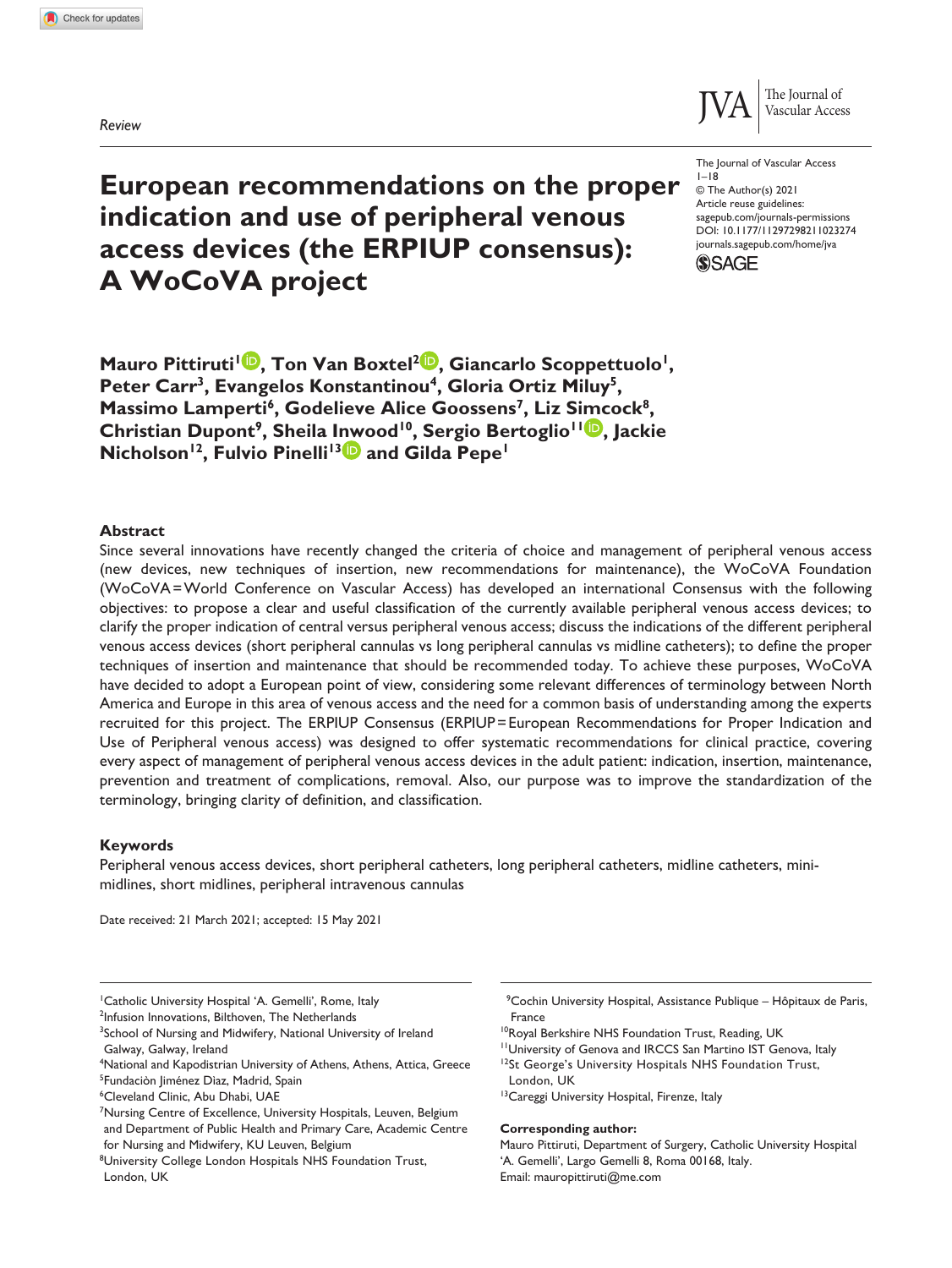*Review*

# European recommendations on the proper indication and use of peripheral venous access devices (the ERPIUP consensus): A WoCoVA project

The Journal of Vascular Access
1–18
© The Author(s) 2021
Article reuse guidelines:
sagepub.com/journals-permissions
DOI: 10.1177/11297298211023274
journals.sagepub.com/home/jva

**Mauro Pittiruti[1], Ton Van Boxtel[2], Giancarlo Scoppettuolo[1], Peter Carr[3], Evangelos Konstantinou[4], Gloria Ortiz Miluy[5], Massimo Lamperti[6], Godelieve Alice Goossens[7], Liz Simcock[8], Christian Dupont[9], Sheila Inwood[10], Sergio Bertoglio[11], Jackie Nicholson[12], Fulvio Pinelli[13] and Gilda Pepe[1]**

## Abstract

Since several innovations have recently changed the criteria of choice and management of peripheral venous access (new devices, new techniques of insertion, new recommendations for maintenance), the WoCoVA Foundation (WoCoVA = World Conference on Vascular Access) has developed an international Consensus with the following objectives: to propose a clear and useful classification of the currently available peripheral venous access devices; to clarify the proper indication of central versus peripheral venous access; discuss the indications of the different peripheral venous access devices (short peripheral cannulas vs long peripheral cannulas vs midline catheters); to define the proper techniques of insertion and maintenance that should be recommended today. To achieve these purposes, WoCoVA have decided to adopt a European point of view, considering some relevant differences of terminology between North America and Europe in this area of venous access and the need for a common basis of understanding among the experts recruited for this project. The ERPIUP Consensus (ERPIUP = European Recommendations for Proper Indication and Use of Peripheral venous access) was designed to offer systematic recommendations for clinical practice, covering every aspect of management of peripheral venous access devices in the adult patient: indication, insertion, maintenance, prevention and treatment of complications, removal. Also, our purpose was to improve the standardization of the terminology, bringing clarity of definition, and classification.

## Keywords

Peripheral venous access devices, short peripheral catheters, long peripheral catheters, midline catheters, mini-midlines, short midlines, peripheral intravenous cannulas

Date received: 21 March 2021; accepted: 15 May 2021

[1]Catholic University Hospital 'A. Gemelli', Rome, Italy
[2]Infusion Innovations, Bilthoven, The Netherlands
[3]School of Nursing and Midwifery, National University of Ireland Galway, Galway, Ireland
[4]National and Kapodistrian University of Athens, Athens, Attica, Greece
[5]Fundaciòn Jiménez Díaz, Madrid, Spain
[6]Cleveland Clinic, Abu Dhabi, UAE
[7]Nursing Centre of Excellence, University Hospitals, Leuven, Belgium and Department of Public Health and Primary Care, Academic Centre for Nursing and Midwifery, KU Leuven, Belgium
[8]University College London Hospitals NHS Foundation Trust, London, UK
[9]Cochin University Hospital, Assistance Publique – Hôpitaux de Paris, France
[10]Royal Berkshire NHS Foundation Trust, Reading, UK
[11]University of Genova and IRCCS San Martino IST Genova, Italy
[12]St George's University Hospitals NHS Foundation Trust, London, UK
[13]Careggi University Hospital, Firenze, Italy

**Corresponding author:**
Mauro Pittiruti, Department of Surgery, Catholic University Hospital 'A. Gemelli', Largo Gemelli 8, Roma 00168, Italy.
Email: mauropittiruti@me.com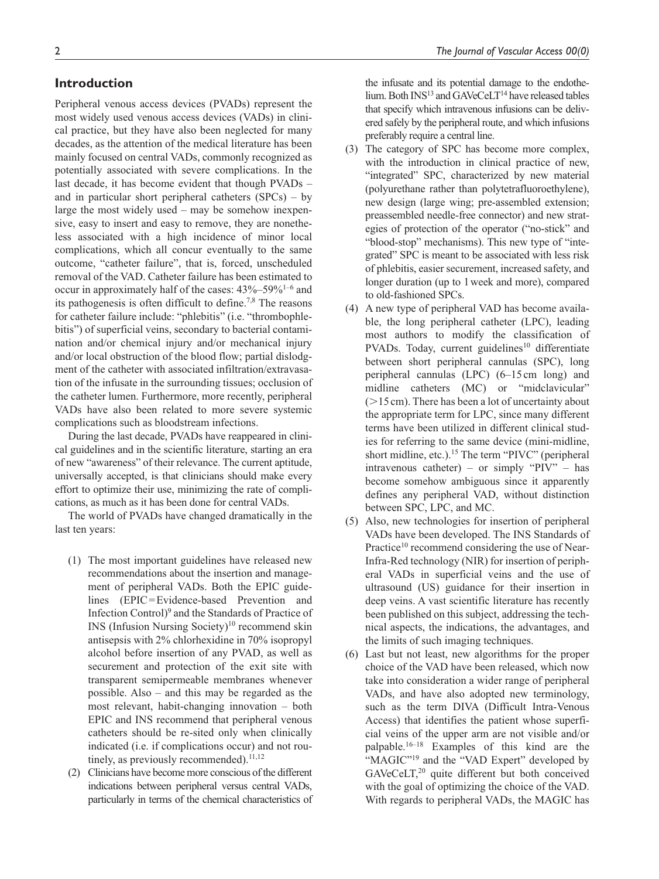## Introduction

Peripheral venous access devices (PVADs) represent the most widely used venous access devices (VADs) in clinical practice, but they have also been neglected for many decades, as the attention of the medical literature has been mainly focused on central VADs, commonly recognized as potentially associated with severe complications. In the last decade, it has become evident that though PVADs – and in particular short peripheral catheters (SPCs) – by large the most widely used – may be somehow inexpensive, easy to insert and easy to remove, they are nonetheless associated with a high incidence of minor local complications, which all concur eventually to the same outcome, "catheter failure", that is, forced, unscheduled removal of the VAD. Catheter failure has been estimated to occur in approximately half of the cases: 43%–59%[1–6] and its pathogenesis is often difficult to define.[7,8] The reasons for catheter failure include: "phlebitis" (i.e. "thrombophlebitis") of superficial veins, secondary to bacterial contamination and/or chemical injury and/or mechanical injury and/or local obstruction of the blood flow; partial dislodgment of the catheter with associated infiltration/extravasation of the infusate in the surrounding tissues; occlusion of the catheter lumen. Furthermore, more recently, peripheral VADs have also been related to more severe systemic complications such as bloodstream infections.

During the last decade, PVADs have reappeared in clinical guidelines and in the scientific literature, starting an era of new "awareness" of their relevance. The current aptitude, universally accepted, is that clinicians should make every effort to optimize their use, minimizing the rate of complications, as much as it has been done for central VADs.

The world of PVADs have changed dramatically in the last ten years:

(1) The most important guidelines have released new recommendations about the insertion and management of peripheral VADs. Both the EPIC guidelines (EPIC = Evidence-based Prevention and Infection Control)[9] and the Standards of Practice of INS (Infusion Nursing Society)[10] recommend skin antisepsis with 2% chlorhexidine in 70% isopropyl alcohol before insertion of any PVAD, as well as securement and protection of the exit site with transparent semipermeable membranes whenever possible. Also – and this may be regarded as the most relevant, habit-changing innovation – both EPIC and INS recommend that peripheral venous catheters should be re-sited only when clinically indicated (i.e. if complications occur) and not routinely, as previously recommended).[11,12]

(2) Clinicians have become more conscious of the different indications between peripheral versus central VADs, particularly in terms of the chemical characteristics of the infusate and its potential damage to the endothelium. Both INS[13] and GAVeCeLT[14] have released tables that specify which intravenous infusions can be delivered safely by the peripheral route, and which infusions preferably require a central line.

(3) The category of SPC has become more complex, with the introduction in clinical practice of new, "integrated" SPC, characterized by new material (polyurethane rather than polytetrafluoroethylene), new design (large wing; pre-assembled extension; preassembled needle-free connector) and new strategies of protection of the operator ("no-stick" and "blood-stop" mechanisms). This new type of "integrated" SPC is meant to be associated with less risk of phlebitis, easier securement, increased safety, and longer duration (up to 1 week and more), compared to old-fashioned SPCs.

(4) A new type of peripheral VAD has become available, the long peripheral catheter (LPC), leading most authors to modify the classification of PVADs. Today, current guidelines[10] differentiate between short peripheral cannulas (SPC), long peripheral cannulas (LPC) (6–15 cm long) and midline catheters (MC) or "midclavicular" (>15 cm). There has been a lot of uncertainty about the appropriate term for LPC, since many different terms have been utilized in different clinical studies for referring to the same device (mini-midline, short midline, etc.).[15] The term "PIVC" (peripheral intravenous catheter) – or simply "PIV" – has become somehow ambiguous since it apparently defines any peripheral VAD, without distinction between SPC, LPC, and MC.

(5) Also, new technologies for insertion of peripheral VADs have been developed. The INS Standards of Practice[10] recommend considering the use of Near-Infra-Red technology (NIR) for insertion of peripheral VADs in superficial veins and the use of ultrasound (US) guidance for their insertion in deep veins. A vast scientific literature has recently been published on this subject, addressing the technical aspects, the indications, the advantages, and the limits of such imaging techniques.

(6) Last but not least, new algorithms for the proper choice of the VAD have been released, which now take into consideration a wider range of peripheral VADs, and have also adopted new terminology, such as the term DIVA (Difficult Intra-Venous Access) that identifies the patient whose superficial veins of the upper arm are not visible and/or palpable.[16–18] Examples of this kind are the "MAGIC"[19] and the "VAD Expert" developed by GAVeCeLT,[20] quite different but both conceived with the goal of optimizing the choice of the VAD. With regards to peripheral VADs, the MAGIC has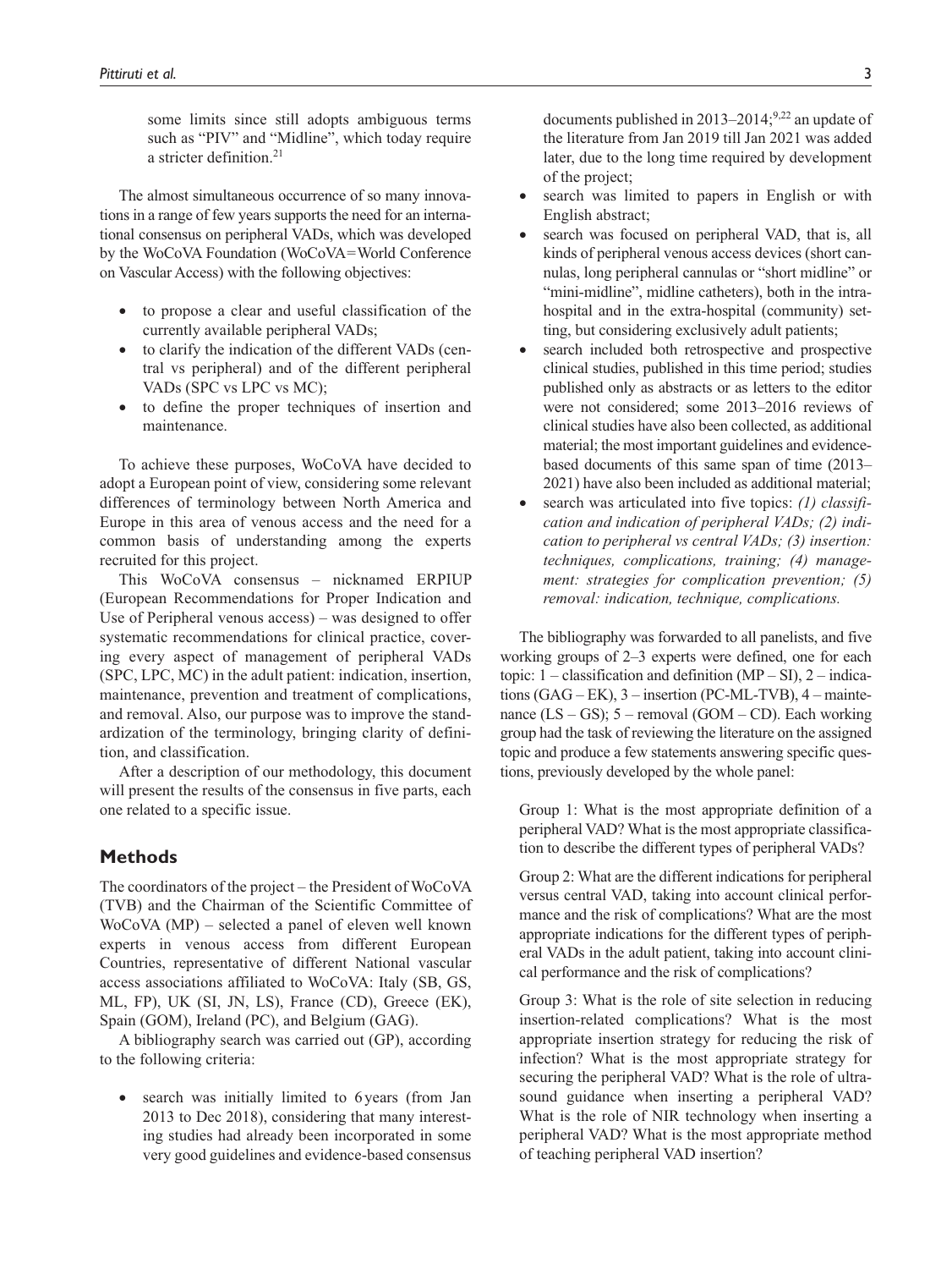some limits since still adopts ambiguous terms such as "PIV" and "Midline", which today require a stricter definition.[21]

The almost simultaneous occurrence of so many innovations in a range of few years supports the need for an international consensus on peripheral VADs, which was developed by the WoCoVA Foundation (WoCoVA = World Conference on Vascular Access) with the following objectives:

- to propose a clear and useful classification of the currently available peripheral VADs;
- to clarify the indication of the different VADs (central vs peripheral) and of the different peripheral VADs (SPC vs LPC vs MC);
- to define the proper techniques of insertion and maintenance.

To achieve these purposes, WoCoVA have decided to adopt a European point of view, considering some relevant differences of terminology between North America and Europe in this area of venous access and the need for a common basis of understanding among the experts recruited for this project.

This WoCoVA consensus – nicknamed ERPIUP (European Recommendations for Proper Indication and Use of Peripheral venous access) – was designed to offer systematic recommendations for clinical practice, covering every aspect of management of peripheral VADs (SPC, LPC, MC) in the adult patient: indication, insertion, maintenance, prevention and treatment of complications, and removal. Also, our purpose was to improve the standardization of the terminology, bringing clarity of definition, and classification.

After a description of our methodology, this document will present the results of the consensus in five parts, each one related to a specific issue.

## Methods

The coordinators of the project – the President of WoCoVA (TVB) and the Chairman of the Scientific Committee of WoCoVA (MP) – selected a panel of eleven well known experts in venous access from different European Countries, representative of different National vascular access associations affiliated to WoCoVA: Italy (SB, GS, ML, FP), UK (SI, JN, LS), France (CD), Greece (EK), Spain (GOM), Ireland (PC), and Belgium (GAG).

A bibliography search was carried out (GP), according to the following criteria:

- search was initially limited to 6 years (from Jan 2013 to Dec 2018), considering that many interesting studies had already been incorporated in some very good guidelines and evidence-based consensus documents published in 2013–2014;[9,22] an update of the literature from Jan 2019 till Jan 2021 was added later, due to the long time required by development of the project;
- search was limited to papers in English or with English abstract;
- search was focused on peripheral VAD, that is, all kinds of peripheral venous access devices (short cannulas, long peripheral cannulas or "short midline" or "mini-midline", midline catheters), both in the intra-hospital and in the extra-hospital (community) setting, but considering exclusively adult patients;
- search included both retrospective and prospective clinical studies, published in this time period; studies published only as abstracts or as letters to the editor were not considered; some 2013–2016 reviews of clinical studies have also been collected, as additional material; the most important guidelines and evidence-based documents of this same span of time (2013–2021) have also been included as additional material;
- search was articulated into five topics: *(1) classification and indication of peripheral VADs; (2) indication to peripheral vs central VADs; (3) insertion: techniques, complications, training; (4) management: strategies for complication prevention; (5) removal: indication, technique, complications.*

The bibliography was forwarded to all panelists, and five working groups of 2–3 experts were defined, one for each topic: 1 – classification and definition (MP – SI), 2 – indications (GAG – EK), 3 – insertion (PC-ML-TVB), 4 – maintenance (LS – GS); 5 – removal (GOM – CD). Each working group had the task of reviewing the literature on the assigned topic and produce a few statements answering specific questions, previously developed by the whole panel:

Group 1: What is the most appropriate definition of a peripheral VAD? What is the most appropriate classification to describe the different types of peripheral VADs?

Group 2: What are the different indications for peripheral versus central VAD, taking into account clinical performance and the risk of complications? What are the most appropriate indications for the different types of peripheral VADs in the adult patient, taking into account clinical performance and the risk of complications?

Group 3: What is the role of site selection in reducing insertion-related complications? What is the most appropriate insertion strategy for reducing the risk of infection? What is the most appropriate strategy for securing the peripheral VAD? What is the role of ultrasound guidance when inserting a peripheral VAD? What is the role of NIR technology when inserting a peripheral VAD? What is the most appropriate method of teaching peripheral VAD insertion?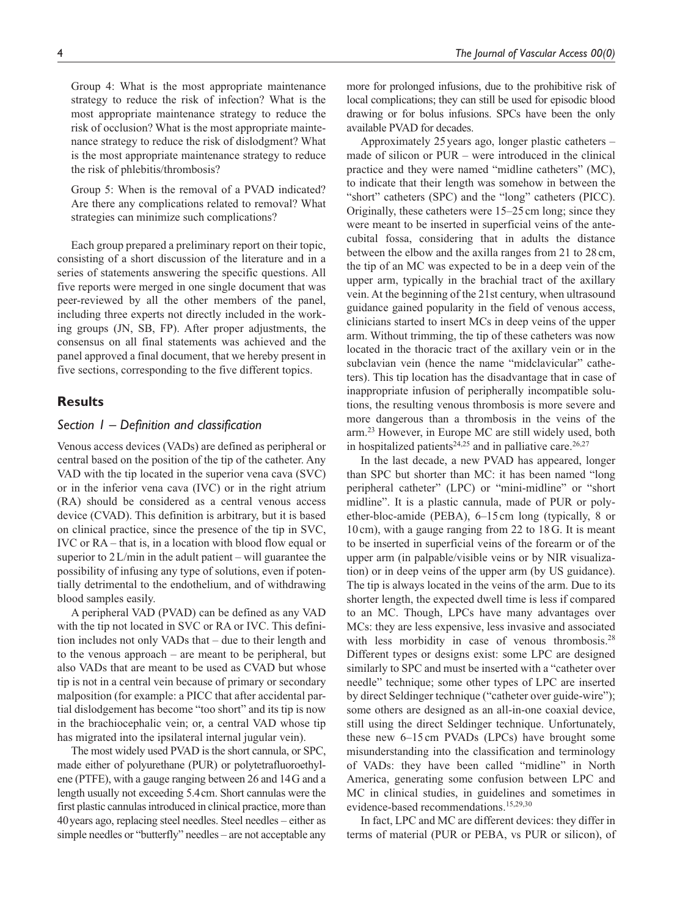Group 4: What is the most appropriate maintenance strategy to reduce the risk of infection? What is the most appropriate maintenance strategy to reduce the risk of occlusion? What is the most appropriate maintenance strategy to reduce the risk of dislodgment? What is the most appropriate maintenance strategy to reduce the risk of phlebitis/thrombosis?

Group 5: When is the removal of a PVAD indicated? Are there any complications related to removal? What strategies can minimize such complications?

Each group prepared a preliminary report on their topic, consisting of a short discussion of the literature and in a series of statements answering the specific questions. All five reports were merged in one single document that was peer-reviewed by all the other members of the panel, including three experts not directly included in the working groups (JN, SB, FP). After proper adjustments, the consensus on all final statements was achieved and the panel approved a final document, that we hereby present in five sections, corresponding to the five different topics.

## Results

### *Section 1 – Definition and classification*

Venous access devices (VADs) are defined as peripheral or central based on the position of the tip of the catheter. Any VAD with the tip located in the superior vena cava (SVC) or in the inferior vena cava (IVC) or in the right atrium (RA) should be considered as a central venous access device (CVAD). This definition is arbitrary, but it is based on clinical practice, since the presence of the tip in SVC, IVC or RA – that is, in a location with blood flow equal or superior to 2 L/min in the adult patient – will guarantee the possibility of infusing any type of solutions, even if potentially detrimental to the endothelium, and of withdrawing blood samples easily.

A peripheral VAD (PVAD) can be defined as any VAD with the tip not located in SVC or RA or IVC. This definition includes not only VADs that – due to their length and to the venous approach – are meant to be peripheral, but also VADs that are meant to be used as CVAD but whose tip is not in a central vein because of primary or secondary malposition (for example: a PICC that after accidental partial dislodgement has become "too short" and its tip is now in the brachiocephalic vein; or, a central VAD whose tip has migrated into the ipsilateral internal jugular vein).

The most widely used PVAD is the short cannula, or SPC, made either of polyurethane (PUR) or polytetrafluoroethylene (PTFE), with a gauge ranging between 26 and 14 G and a length usually not exceeding 5.4 cm. Short cannulas were the first plastic cannulas introduced in clinical practice, more than 40 years ago, replacing steel needles. Steel needles – either as simple needles or "butterfly" needles – are not acceptable any more for prolonged infusions, due to the prohibitive risk of local complications; they can still be used for episodic blood drawing or for bolus infusions. SPCs have been the only available PVAD for decades.

Approximately 25 years ago, longer plastic catheters – made of silicon or PUR – were introduced in the clinical practice and they were named "midline catheters" (MC), to indicate that their length was somehow in between the "short" catheters (SPC) and the "long" catheters (PICC). Originally, these catheters were 15–25 cm long; since they were meant to be inserted in superficial veins of the antecubital fossa, considering that in adults the distance between the elbow and the axilla ranges from 21 to 28 cm, the tip of an MC was expected to be in a deep vein of the upper arm, typically in the brachial tract of the axillary vein. At the beginning of the 21st century, when ultrasound guidance gained popularity in the field of venous access, clinicians started to insert MCs in deep veins of the upper arm. Without trimming, the tip of these catheters was now located in the thoracic tract of the axillary vein or in the subclavian vein (hence the name "midclavicular" catheters). This tip location has the disadvantage that in case of inappropriate infusion of peripherally incompatible solutions, the resulting venous thrombosis is more severe and more dangerous than a thrombosis in the veins of the arm.[23] However, in Europe MC are still widely used, both in hospitalized patients[24,25] and in palliative care.[26,27]

In the last decade, a new PVAD has appeared, longer than SPC but shorter than MC: it has been named "long peripheral catheter" (LPC) or "mini-midline" or "short midline". It is a plastic cannula, made of PUR or polyether-bloc-amide (PEBA), 6–15 cm long (typically, 8 or 10 cm), with a gauge ranging from 22 to 18 G. It is meant to be inserted in superficial veins of the forearm or of the upper arm (in palpable/visible veins or by NIR visualization) or in deep veins of the upper arm (by US guidance). The tip is always located in the veins of the arm. Due to its shorter length, the expected dwell time is less if compared to an MC. Though, LPCs have many advantages over MCs: they are less expensive, less invasive and associated with less morbidity in case of venous thrombosis.[28] Different types or designs exist: some LPC are designed similarly to SPC and must be inserted with a "catheter over needle" technique; some other types of LPC are inserted by direct Seldinger technique ("catheter over guide-wire"); some others are designed as an all-in-one coaxial device, still using the direct Seldinger technique. Unfortunately, these new 6–15 cm PVADs (LPCs) have brought some misunderstanding into the classification and terminology of VADs: they have been called "midline" in North America, generating some confusion between LPC and MC in clinical studies, in guidelines and sometimes in evidence-based recommendations.[15,29,30]

In fact, LPC and MC are different devices: they differ in terms of material (PUR or PEBA, vs PUR or silicon), of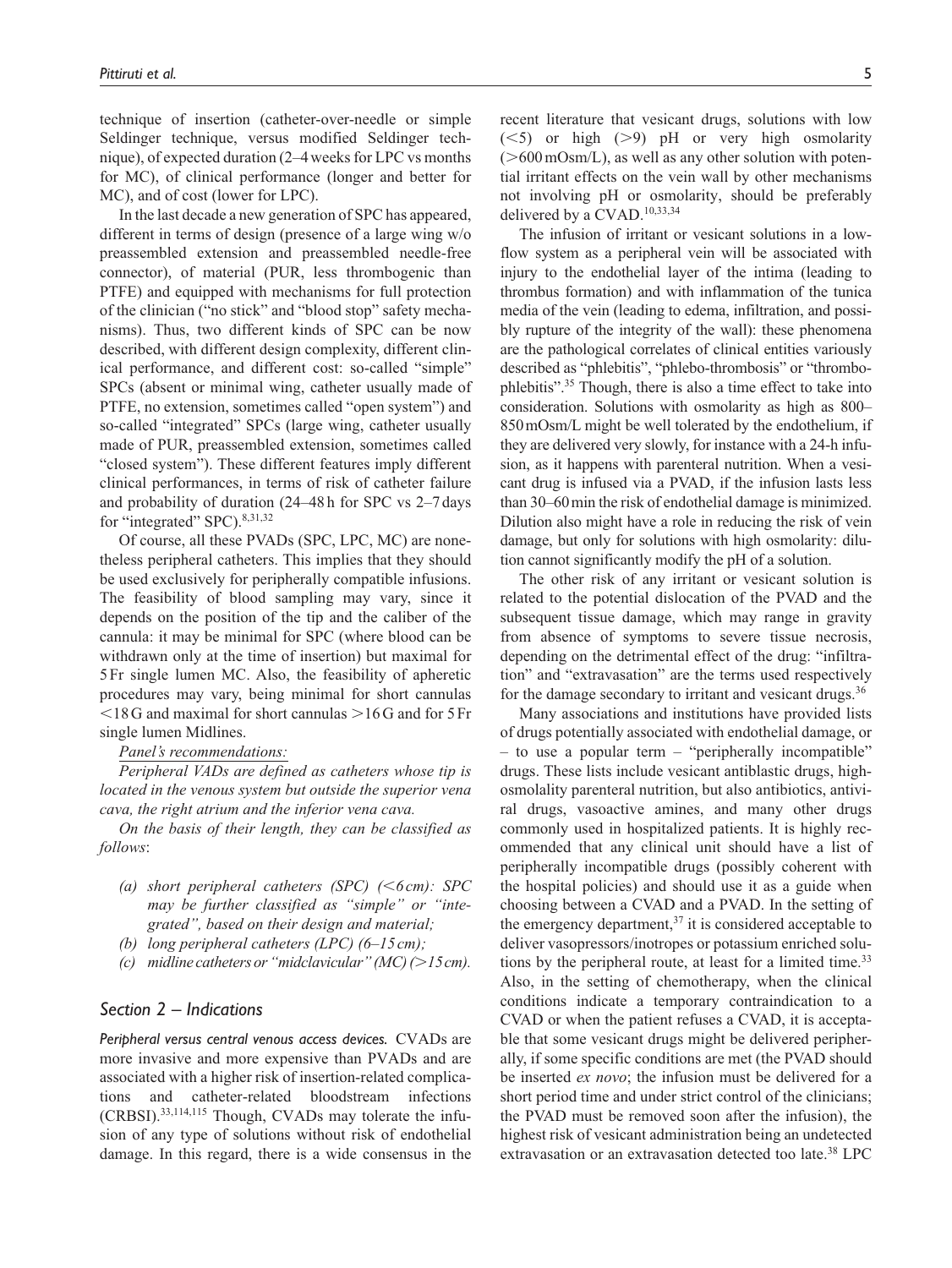technique of insertion (catheter-over-needle or simple Seldinger technique, versus modified Seldinger technique), of expected duration (2–4 weeks for LPC vs months for MC), of clinical performance (longer and better for MC), and of cost (lower for LPC).

In the last decade a new generation of SPC has appeared, different in terms of design (presence of a large wing w/o preassembled extension and preassembled needle-free connector), of material (PUR, less thrombogenic than PTFE) and equipped with mechanisms for full protection of the clinician ("no stick" and "blood stop" safety mechanisms). Thus, two different kinds of SPC can be now described, with different design complexity, different clinical performance, and different cost: so-called "simple" SPCs (absent or minimal wing, catheter usually made of PTFE, no extension, sometimes called "open system") and so-called "integrated" SPCs (large wing, catheter usually made of PUR, preassembled extension, sometimes called "closed system"). These different features imply different clinical performances, in terms of risk of catheter failure and probability of duration (24–48 h for SPC vs 2–7 days for "integrated" SPC).[8,31,32]

Of course, all these PVADs (SPC, LPC, MC) are nonetheless peripheral catheters. This implies that they should be used exclusively for peripherally compatible infusions. The feasibility of blood sampling may vary, since it depends on the position of the tip and the caliber of the cannula: it may be minimal for SPC (where blood can be withdrawn only at the time of insertion) but maximal for 5 Fr single lumen MC. Also, the feasibility of apheretic procedures may vary, being minimal for short cannulas <18 G and maximal for short cannulas >16 G and for 5 Fr single lumen Midlines.

*Panel's recommendations:*

*Peripheral VADs are defined as catheters whose tip is located in the venous system but outside the superior vena cava, the right atrium and the inferior vena cava.*

*On the basis of their length, they can be classified as follows*:

- *(a) short peripheral catheters (SPC) (<6 cm): SPC may be further classified as "simple" or "integrated", based on their design and material;*
- *(b) long peripheral catheters (LPC) (6–15 cm);*
- *(c) midline catheters or "midclavicular" (MC) (>15 cm).*

## *Section 2 – Indications*

*Peripheral versus central venous access devices.* CVADs are more invasive and more expensive than PVADs and are associated with a higher risk of insertion-related complications and catheter-related bloodstream infections (CRBSI).[33,114,115] Though, CVADs may tolerate the infusion of any type of solutions without risk of endothelial damage. In this regard, there is a wide consensus in the recent literature that vesicant drugs, solutions with low (<5) or high (>9) pH or very high osmolarity (>600 mOsm/L), as well as any other solution with potential irritant effects on the vein wall by other mechanisms not involving pH or osmolarity, should be preferably delivered by a CVAD.[10,33,34]

The infusion of irritant or vesicant solutions in a low-flow system as a peripheral vein will be associated with injury to the endothelial layer of the intima (leading to thrombus formation) and with inflammation of the tunica media of the vein (leading to edema, infiltration, and possibly rupture of the integrity of the wall): these phenomena are the pathological correlates of clinical entities variously described as "phlebitis", "phlebo-thrombosis" or "thrombophlebitis".[35] Though, there is also a time effect to take into consideration. Solutions with osmolarity as high as 800–850 mOsm/L might be well tolerated by the endothelium, if they are delivered very slowly, for instance with a 24-h infusion, as it happens with parenteral nutrition. When a vesicant drug is infused via a PVAD, if the infusion lasts less than 30–60 min the risk of endothelial damage is minimized. Dilution also might have a role in reducing the risk of vein damage, but only for solutions with high osmolarity: dilution cannot significantly modify the pH of a solution.

The other risk of any irritant or vesicant solution is related to the potential dislocation of the PVAD and the subsequent tissue damage, which may range in gravity from absence of symptoms to severe tissue necrosis, depending on the detrimental effect of the drug: "infiltration" and "extravasation" are the terms used respectively for the damage secondary to irritant and vesicant drugs.[36]

Many associations and institutions have provided lists of drugs potentially associated with endothelial damage, or – to use a popular term – "peripherally incompatible" drugs. These lists include vesicant antiblastic drugs, high-osmolality parenteral nutrition, but also antibiotics, antiviral drugs, vasoactive amines, and many other drugs commonly used in hospitalized patients. It is highly recommended that any clinical unit should have a list of peripherally incompatible drugs (possibly coherent with the hospital policies) and should use it as a guide when choosing between a CVAD and a PVAD. In the setting of the emergency department,[37] it is considered acceptable to deliver vasopressors/inotropes or potassium enriched solutions by the peripheral route, at least for a limited time.[33] Also, in the setting of chemotherapy, when the clinical conditions indicate a temporary contraindication to a CVAD or when the patient refuses a CVAD, it is acceptable that some vesicant drugs might be delivered peripherally, if some specific conditions are met (the PVAD should be inserted *ex novo*; the infusion must be delivered for a short period time and under strict control of the clinicians; the PVAD must be removed soon after the infusion), the highest risk of vesicant administration being an undetected extravasation or an extravasation detected too late.[38] LPC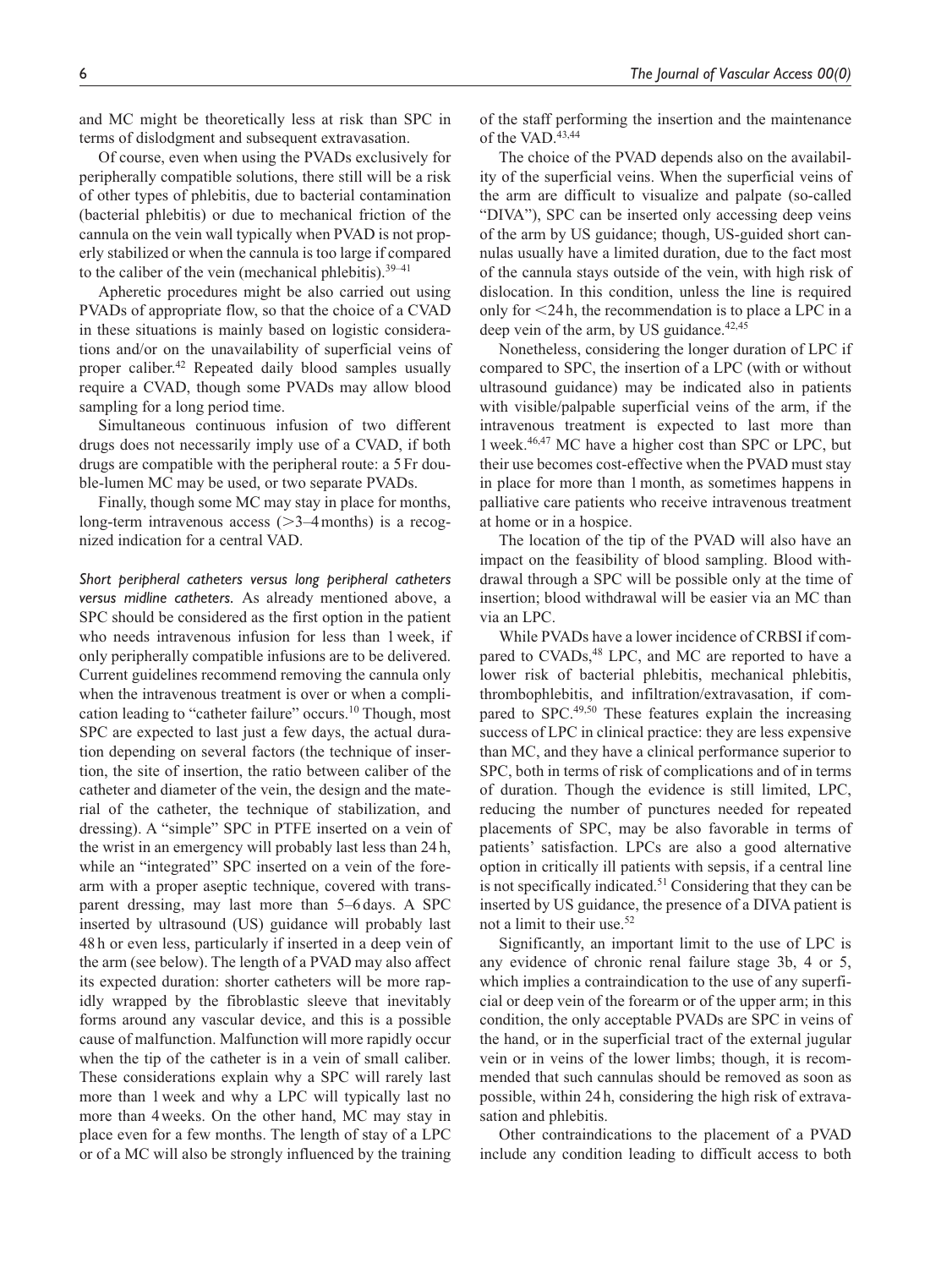and MC might be theoretically less at risk than SPC in terms of dislodgment and subsequent extravasation.

Of course, even when using the PVADs exclusively for peripherally compatible solutions, there still will be a risk of other types of phlebitis, due to bacterial contamination (bacterial phlebitis) or due to mechanical friction of the cannula on the vein wall typically when PVAD is not properly stabilized or when the cannula is too large if compared to the caliber of the vein (mechanical phlebitis).[39–41]

Apheretic procedures might be also carried out using PVADs of appropriate flow, so that the choice of a CVAD in these situations is mainly based on logistic considerations and/or on the unavailability of superficial veins of proper caliber.[42] Repeated daily blood samples usually require a CVAD, though some PVADs may allow blood sampling for a long period time.

Simultaneous continuous infusion of two different drugs does not necessarily imply use of a CVAD, if both drugs are compatible with the peripheral route: a 5 Fr double-lumen MC may be used, or two separate PVADs.

Finally, though some MC may stay in place for months, long-term intravenous access (>3–4 months) is a recognized indication for a central VAD.

*Short peripheral catheters versus long peripheral catheters versus midline catheters.* As already mentioned above, a SPC should be considered as the first option in the patient who needs intravenous infusion for less than 1 week, if only peripherally compatible infusions are to be delivered. Current guidelines recommend removing the cannula only when the intravenous treatment is over or when a complication leading to "catheter failure" occurs.[10] Though, most SPC are expected to last just a few days, the actual duration depending on several factors (the technique of insertion, the site of insertion, the ratio between caliber of the catheter and diameter of the vein, the design and the material of the catheter, the technique of stabilization, and dressing). A "simple" SPC in PTFE inserted on a vein of the wrist in an emergency will probably last less than 24 h, while an "integrated" SPC inserted on a vein of the forearm with a proper aseptic technique, covered with transparent dressing, may last more than 5–6 days. A SPC inserted by ultrasound (US) guidance will probably last 48 h or even less, particularly if inserted in a deep vein of the arm (see below). The length of a PVAD may also affect its expected duration: shorter catheters will be more rapidly wrapped by the fibroblastic sleeve that inevitably forms around any vascular device, and this is a possible cause of malfunction. Malfunction will more rapidly occur when the tip of the catheter is in a vein of small caliber. These considerations explain why a SPC will rarely last more than 1 week and why a LPC will typically last no more than 4 weeks. On the other hand, MC may stay in place even for a few months. The length of stay of a LPC or of a MC will also be strongly influenced by the training of the staff performing the insertion and the maintenance of the VAD.[43,44]

The choice of the PVAD depends also on the availability of the superficial veins. When the superficial veins of the arm are difficult to visualize and palpate (so-called "DIVA"), SPC can be inserted only accessing deep veins of the arm by US guidance; though, US-guided short cannulas usually have a limited duration, due to the fact most of the cannula stays outside of the vein, with high risk of dislocation. In this condition, unless the line is required only for <24 h, the recommendation is to place a LPC in a deep vein of the arm, by US guidance.[42,45]

Nonetheless, considering the longer duration of LPC if compared to SPC, the insertion of a LPC (with or without ultrasound guidance) may be indicated also in patients with visible/palpable superficial veins of the arm, if the intravenous treatment is expected to last more than 1 week.[46,47] MC have a higher cost than SPC or LPC, but their use becomes cost-effective when the PVAD must stay in place for more than 1 month, as sometimes happens in palliative care patients who receive intravenous treatment at home or in a hospice.

The location of the tip of the PVAD will also have an impact on the feasibility of blood sampling. Blood withdrawal through a SPC will be possible only at the time of insertion; blood withdrawal will be easier via an MC than via an LPC.

While PVADs have a lower incidence of CRBSI if compared to CVADs,[48] LPC, and MC are reported to have a lower risk of bacterial phlebitis, mechanical phlebitis, thrombophlebitis, and infiltration/extravasation, if compared to SPC.[49,50] These features explain the increasing success of LPC in clinical practice: they are less expensive than MC, and they have a clinical performance superior to SPC, both in terms of risk of complications and of in terms of duration. Though the evidence is still limited, LPC, reducing the number of punctures needed for repeated placements of SPC, may be also favorable in terms of patients' satisfaction. LPCs are also a good alternative option in critically ill patients with sepsis, if a central line is not specifically indicated.[51] Considering that they can be inserted by US guidance, the presence of a DIVA patient is not a limit to their use.[52]

Significantly, an important limit to the use of LPC is any evidence of chronic renal failure stage 3b, 4 or 5, which implies a contraindication to the use of any superficial or deep vein of the forearm or of the upper arm; in this condition, the only acceptable PVADs are SPC in veins of the hand, or in the superficial tract of the external jugular vein or in veins of the lower limbs; though, it is recommended that such cannulas should be removed as soon as possible, within 24 h, considering the high risk of extravasation and phlebitis.

Other contraindications to the placement of a PVAD include any condition leading to difficult access to both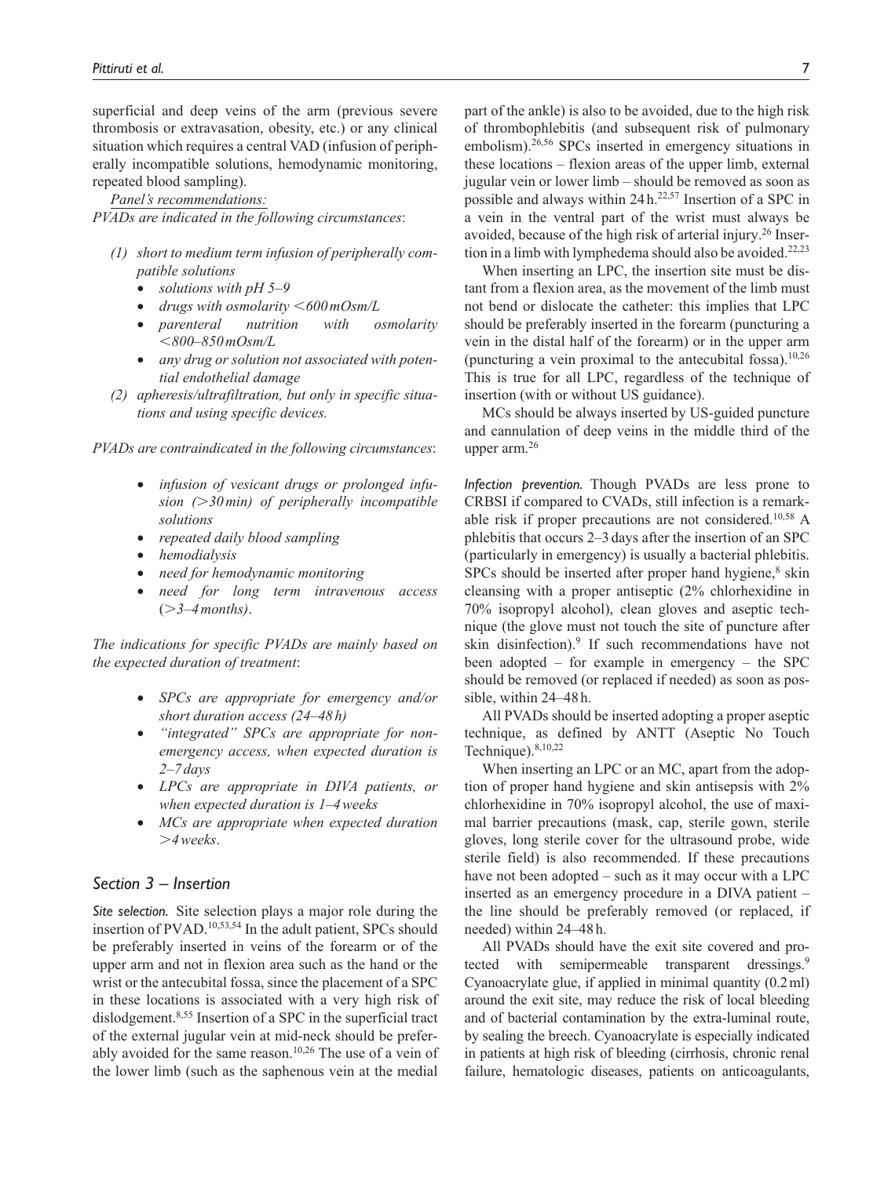superficial and deep veins of the arm (previous severe thrombosis or extravasation, obesity, etc.) or any clinical situation which requires a central VAD (infusion of peripherally incompatible solutions, hemodynamic monitoring, repeated blood sampling).

*Panel's recommendations:*

*PVADs are indicated in the following circumstances*:

- *(1) short to medium term infusion of peripherally compatible solutions*
  - *solutions with pH 5–9*
  - *drugs with osmolarity <600 mOsm/L*
  - *parenteral nutrition with osmolarity <800–850 mOsm/L*
  - *any drug or solution not associated with potential endothelial damage*
- *(2) apheresis/ultrafiltration, but only in specific situations and using specific devices.*

*PVADs are contraindicated in the following circumstances*:

- *infusion of vesicant drugs or prolonged infusion (>30 min) of peripherally incompatible solutions*
- *repeated daily blood sampling*
- *hemodialysis*
- *need for hemodynamic monitoring*
- *need for long term intravenous access (>3–4 months)*.

*The indications for specific PVADs are mainly based on the expected duration of treatment*:

- *SPCs are appropriate for emergency and/or short duration access (24–48 h)*
- *"integrated" SPCs are appropriate for non-emergency access, when expected duration is 2–7 days*
- *LPCs are appropriate in DIVA patients, or when expected duration is 1–4 weeks*
- *MCs are appropriate when expected duration >4 weeks*.

## Section 3 – Insertion

*Site selection.* Site selection plays a major role during the insertion of PVAD.[10,53,54] In the adult patient, SPCs should be preferably inserted in veins of the forearm or of the upper arm and not in flexion area such as the hand or the wrist or the antecubital fossa, since the placement of a SPC in these locations is associated with a very high risk of dislodgement.[8,55] Insertion of a SPC in the superficial tract of the external jugular vein at mid-neck should be preferably avoided for the same reason.[10,26] The use of a vein of the lower limb (such as the saphenous vein at the medial part of the ankle) is also to be avoided, due to the high risk of thrombophlebitis (and subsequent risk of pulmonary embolism).[26,56] SPCs inserted in emergency situations in these locations – flexion areas of the upper limb, external jugular vein or lower limb – should be removed as soon as possible and always within 24 h.[22,57] Insertion of a SPC in a vein in the ventral part of the wrist must always be avoided, because of the high risk of arterial injury.[26] Insertion in a limb with lymphedema should also be avoided.[22,23]

When inserting an LPC, the insertion site must be distant from a flexion area, as the movement of the limb must not bend or dislocate the catheter: this implies that LPC should be preferably inserted in the forearm (puncturing a vein in the distal half of the forearm) or in the upper arm (puncturing a vein proximal to the antecubital fossa).[10,26] This is true for all LPC, regardless of the technique of insertion (with or without US guidance).

MCs should be always inserted by US-guided puncture and cannulation of deep veins in the middle third of the upper arm.[26]

*Infection prevention.* Though PVADs are less prone to CRBSI if compared to CVADs, still infection is a remarkable risk if proper precautions are not considered.[10,58] A phlebitis that occurs 2–3 days after the insertion of an SPC (particularly in emergency) is usually a bacterial phlebitis. SPCs should be inserted after proper hand hygiene,[8] skin cleansing with a proper antiseptic (2% chlorhexidine in 70% isopropyl alcohol), clean gloves and aseptic technique (the glove must not touch the site of puncture after skin disinfection).[9] If such recommendations have not been adopted – for example in emergency – the SPC should be removed (or replaced if needed) as soon as possible, within 24–48 h.

All PVADs should be inserted adopting a proper aseptic technique, as defined by ANTT (Aseptic No Touch Technique).[8,10,22]

When inserting an LPC or an MC, apart from the adoption of proper hand hygiene and skin antisepsis with 2% chlorhexidine in 70% isopropyl alcohol, the use of maximal barrier precautions (mask, cap, sterile gown, sterile gloves, long sterile cover for the ultrasound probe, wide sterile field) is also recommended. If these precautions have not been adopted – such as it may occur with a LPC inserted as an emergency procedure in a DIVA patient – the line should be preferably removed (or replaced, if needed) within 24–48 h.

All PVADs should have the exit site covered and protected with semipermeable transparent dressings.[9] Cyanoacrylate glue, if applied in minimal quantity (0.2 ml) around the exit site, may reduce the risk of local bleeding and of bacterial contamination by the extra-luminal route, by sealing the breech. Cyanoacrylate is especially indicated in patients at high risk of bleeding (cirrhosis, chronic renal failure, hematologic diseases, patients on anticoagulants,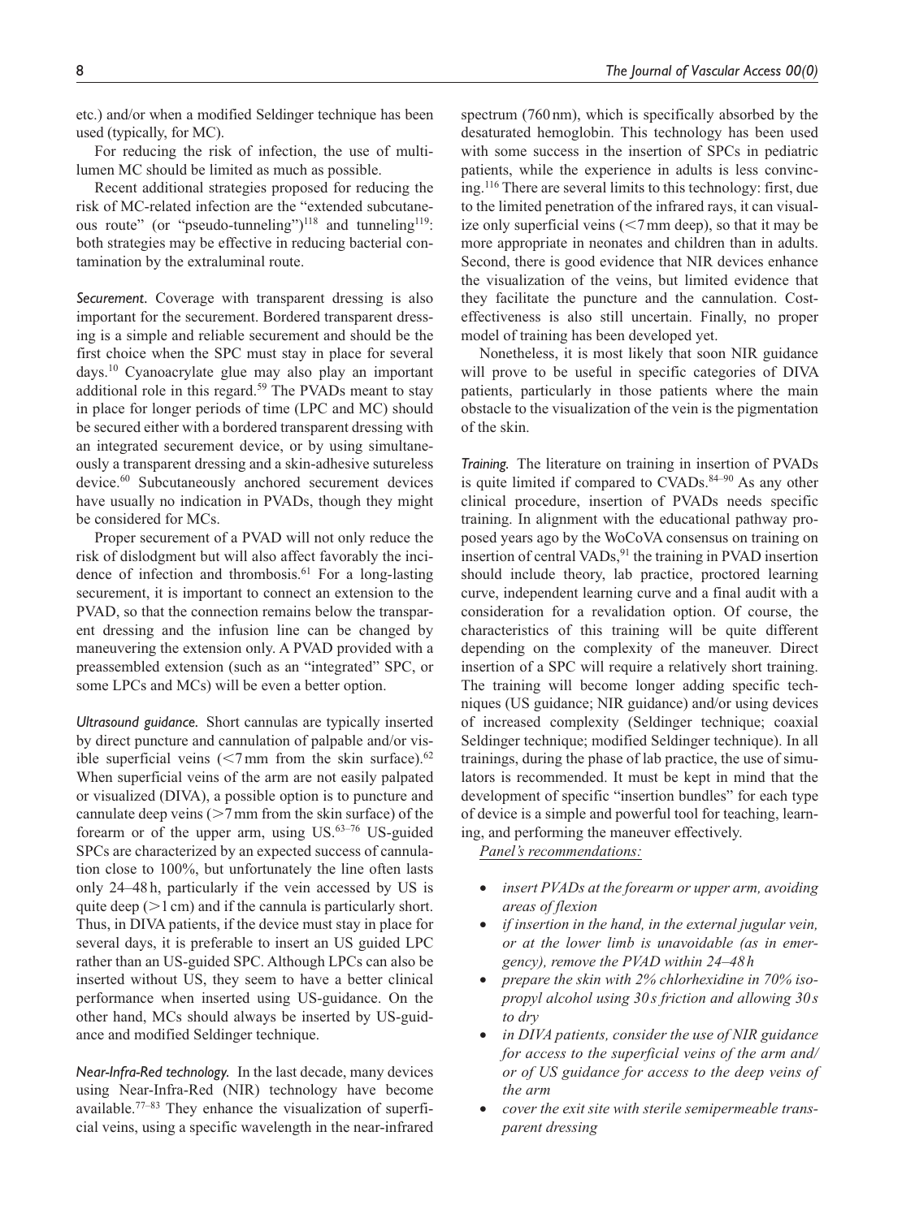etc.) and/or when a modified Seldinger technique has been used (typically, for MC).

For reducing the risk of infection, the use of multilumen MC should be limited as much as possible.

Recent additional strategies proposed for reducing the risk of MC-related infection are the "extended subcutaneous route" (or "pseudo-tunneling")[118] and tunneling[119]: both strategies may be effective in reducing bacterial contamination by the extraluminal route.

*Securement.* Coverage with transparent dressing is also important for the securement. Bordered transparent dressing is a simple and reliable securement and should be the first choice when the SPC must stay in place for several days.[10] Cyanoacrylate glue may also play an important additional role in this regard.[59] The PVADs meant to stay in place for longer periods of time (LPC and MC) should be secured either with a bordered transparent dressing with an integrated securement device, or by using simultaneously a transparent dressing and a skin-adhesive sutureless device.[60] Subcutaneously anchored securement devices have usually no indication in PVADs, though they might be considered for MCs.

Proper securement of a PVAD will not only reduce the risk of dislodgment but will also affect favorably the incidence of infection and thrombosis.[61] For a long-lasting securement, it is important to connect an extension to the PVAD, so that the connection remains below the transparent dressing and the infusion line can be changed by maneuvering the extension only. A PVAD provided with a preassembled extension (such as an "integrated" SPC, or some LPCs and MCs) will be even a better option.

*Ultrasound guidance.* Short cannulas are typically inserted by direct puncture and cannulation of palpable and/or visible superficial veins (<7 mm from the skin surface).[62] When superficial veins of the arm are not easily palpated or visualized (DIVA), a possible option is to puncture and cannulate deep veins (>7 mm from the skin surface) of the forearm or of the upper arm, using US.[63–76] US-guided SPCs are characterized by an expected success of cannulation close to 100%, but unfortunately the line often lasts only 24–48 h, particularly if the vein accessed by US is quite deep (>1 cm) and if the cannula is particularly short. Thus, in DIVA patients, if the device must stay in place for several days, it is preferable to insert an US guided LPC rather than an US-guided SPC. Although LPCs can also be inserted without US, they seem to have a better clinical performance when inserted using US-guidance. On the other hand, MCs should always be inserted by US-guidance and modified Seldinger technique.

*Near-Infra-Red technology.* In the last decade, many devices using Near-Infra-Red (NIR) technology have become available.[77–83] They enhance the visualization of superficial veins, using a specific wavelength in the near-infrared spectrum (760 nm), which is specifically absorbed by the desaturated hemoglobin. This technology has been used with some success in the insertion of SPCs in pediatric patients, while the experience in adults is less convincing.[116] There are several limits to this technology: first, due to the limited penetration of the infrared rays, it can visualize only superficial veins (<7 mm deep), so that it may be more appropriate in neonates and children than in adults. Second, there is good evidence that NIR devices enhance the visualization of the veins, but limited evidence that they facilitate the puncture and the cannulation. Cost-effectiveness is also still uncertain. Finally, no proper model of training has been developed yet.

Nonetheless, it is most likely that soon NIR guidance will prove to be useful in specific categories of DIVA patients, particularly in those patients where the main obstacle to the visualization of the vein is the pigmentation of the skin.

*Training.* The literature on training in insertion of PVADs is quite limited if compared to CVADs.[84–90] As any other clinical procedure, insertion of PVADs needs specific training. In alignment with the educational pathway proposed years ago by the WoCoVA consensus on training on insertion of central VADs,[91] the training in PVAD insertion should include theory, lab practice, proctored learning curve, independent learning curve and a final audit with a consideration for a revalidation option. Of course, the characteristics of this training will be quite different depending on the complexity of the maneuver. Direct insertion of a SPC will require a relatively short training. The training will become longer adding specific techniques (US guidance; NIR guidance) and/or using devices of increased complexity (Seldinger technique; coaxial Seldinger technique; modified Seldinger technique). In all trainings, during the phase of lab practice, the use of simulators is recommended. It must be kept in mind that the development of specific "insertion bundles" for each type of device is a simple and powerful tool for teaching, learning, and performing the maneuver effectively.

*Panel's recommendations:*

- *insert PVADs at the forearm or upper arm, avoiding areas of flexion*
- *if insertion in the hand, in the external jugular vein, or at the lower limb is unavoidable (as in emergency), remove the PVAD within 24–48 h*
- *prepare the skin with 2% chlorhexidine in 70% isopropyl alcohol using 30 s friction and allowing 30 s to dry*
- *in DIVA patients, consider the use of NIR guidance for access to the superficial veins of the arm and/or of US guidance for access to the deep veins of the arm*
- *cover the exit site with sterile semipermeable transparent dressing*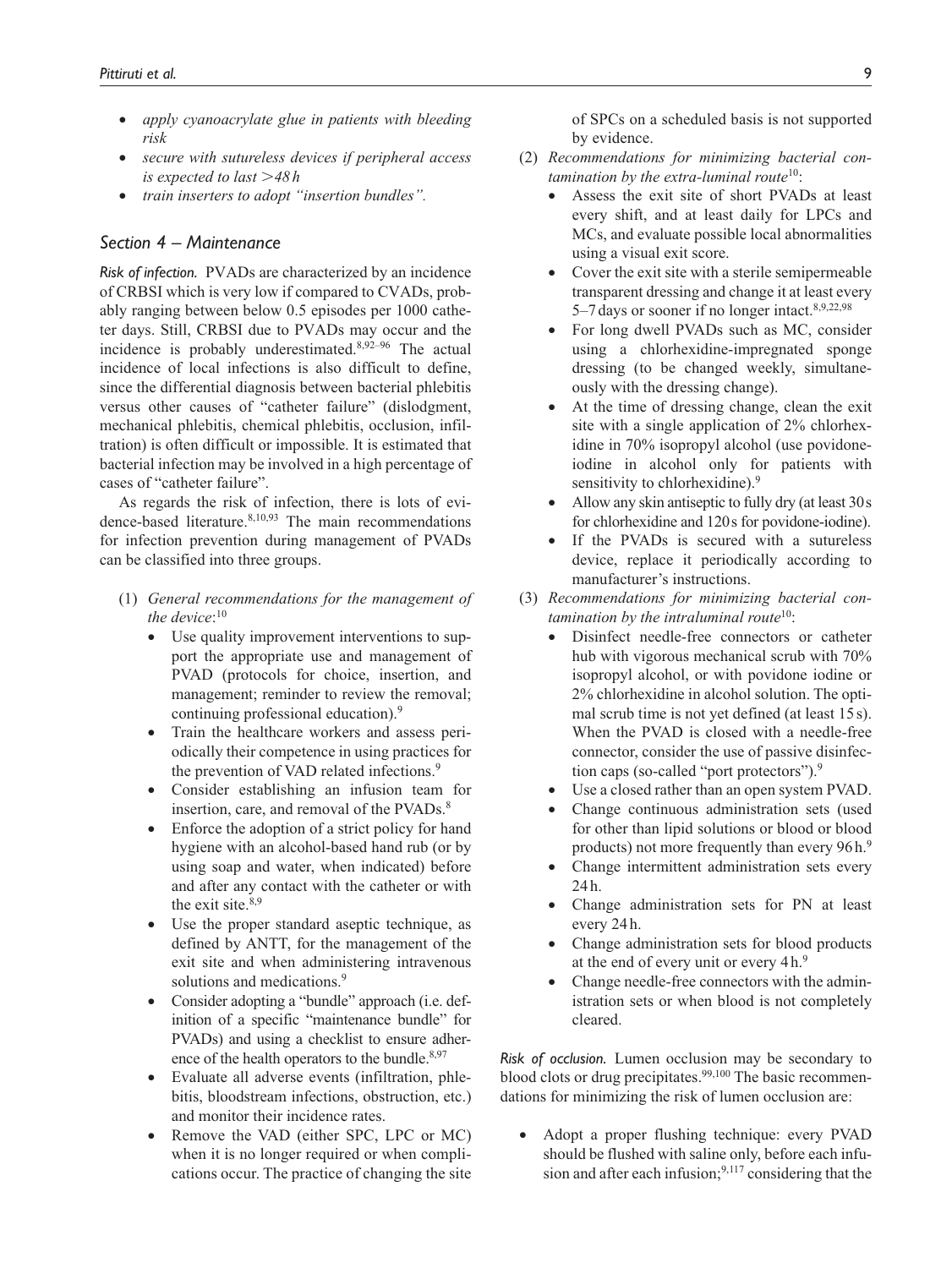- *apply cyanoacrylate glue in patients with bleeding risk*
- *secure with sutureless devices if peripheral access is expected to last >48 h*
- *train inserters to adopt "insertion bundles".*

## *Section 4 – Maintenance*

***Risk of infection.*** PVADs are characterized by an incidence of CRBSI which is very low if compared to CVADs, probably ranging between below 0.5 episodes per 1000 catheter days. Still, CRBSI due to PVADs may occur and the incidence is probably underestimated.[8,92–96] The actual incidence of local infections is also difficult to define, since the differential diagnosis between bacterial phlebitis versus other causes of "catheter failure" (dislodgment, mechanical phlebitis, chemical phlebitis, occlusion, infiltration) is often difficult or impossible. It is estimated that bacterial infection may be involved in a high percentage of cases of "catheter failure".

As regards the risk of infection, there is lots of evidence-based literature.[8,10,93] The main recommendations for infection prevention during management of PVADs can be classified into three groups.

(1) *General recommendations for the management of the device*:[10]
- Use quality improvement interventions to support the appropriate use and management of PVAD (protocols for choice, insertion, and management; reminder to review the removal; continuing professional education).[9]
- Train the healthcare workers and assess periodically their competence in using practices for the prevention of VAD related infections.[9]
- Consider establishing an infusion team for insertion, care, and removal of the PVADs.[8]
- Enforce the adoption of a strict policy for hand hygiene with an alcohol-based hand rub (or by using soap and water, when indicated) before and after any contact with the catheter or with the exit site.[8,9]
- Use the proper standard aseptic technique, as defined by ANTT, for the management of the exit site and when administering intravenous solutions and medications.[9]
- Consider adopting a "bundle" approach (i.e. definition of a specific "maintenance bundle" for PVADs) and using a checklist to ensure adherence of the health operators to the bundle.[8,97]
- Evaluate all adverse events (infiltration, phlebitis, bloodstream infections, obstruction, etc.) and monitor their incidence rates.
- Remove the VAD (either SPC, LPC or MC) when it is no longer required or when complications occur. The practice of changing the site of SPCs on a scheduled basis is not supported by evidence.

(2) *Recommendations for minimizing bacterial contamination by the extra-luminal route*[10]:
- Assess the exit site of short PVADs at least every shift, and at least daily for LPCs and MCs, and evaluate possible local abnormalities using a visual exit score.
- Cover the exit site with a sterile semipermeable transparent dressing and change it at least every 5–7 days or sooner if no longer intact.[8,9,22,98]
- For long dwell PVADs such as MC, consider using a chlorhexidine-impregnated sponge dressing (to be changed weekly, simultaneously with the dressing change).
- At the time of dressing change, clean the exit site with a single application of 2% chlorhexidine in 70% isopropyl alcohol (use povidone-iodine in alcohol only for patients with sensitivity to chlorhexidine).[9]
- Allow any skin antiseptic to fully dry (at least 30 s for chlorhexidine and 120 s for povidone-iodine).
- If the PVADs is secured with a sutureless device, replace it periodically according to manufacturer's instructions.

(3) *Recommendations for minimizing bacterial contamination by the intraluminal route*[10]:
- Disinfect needle-free connectors or catheter hub with vigorous mechanical scrub with 70% isopropyl alcohol, or with povidone iodine or 2% chlorhexidine in alcohol solution. The optimal scrub time is not yet defined (at least 15 s). When the PVAD is closed with a needle-free connector, consider the use of passive disinfection caps (so-called "port protectors").[9]
- Use a closed rather than an open system PVAD.
- Change continuous administration sets (used for other than lipid solutions or blood or blood products) not more frequently than every 96 h.[9]
- Change intermittent administration sets every 24 h.
- Change administration sets for PN at least every 24 h.
- Change administration sets for blood products at the end of every unit or every 4 h.[9]
- Change needle-free connectors with the administration sets or when blood is not completely cleared.

***Risk of occlusion.*** Lumen occlusion may be secondary to blood clots or drug precipitates.[99,100] The basic recommendations for minimizing the risk of lumen occlusion are:

- Adopt a proper flushing technique: every PVAD should be flushed with saline only, before each infusion and after each infusion;[9,117] considering that the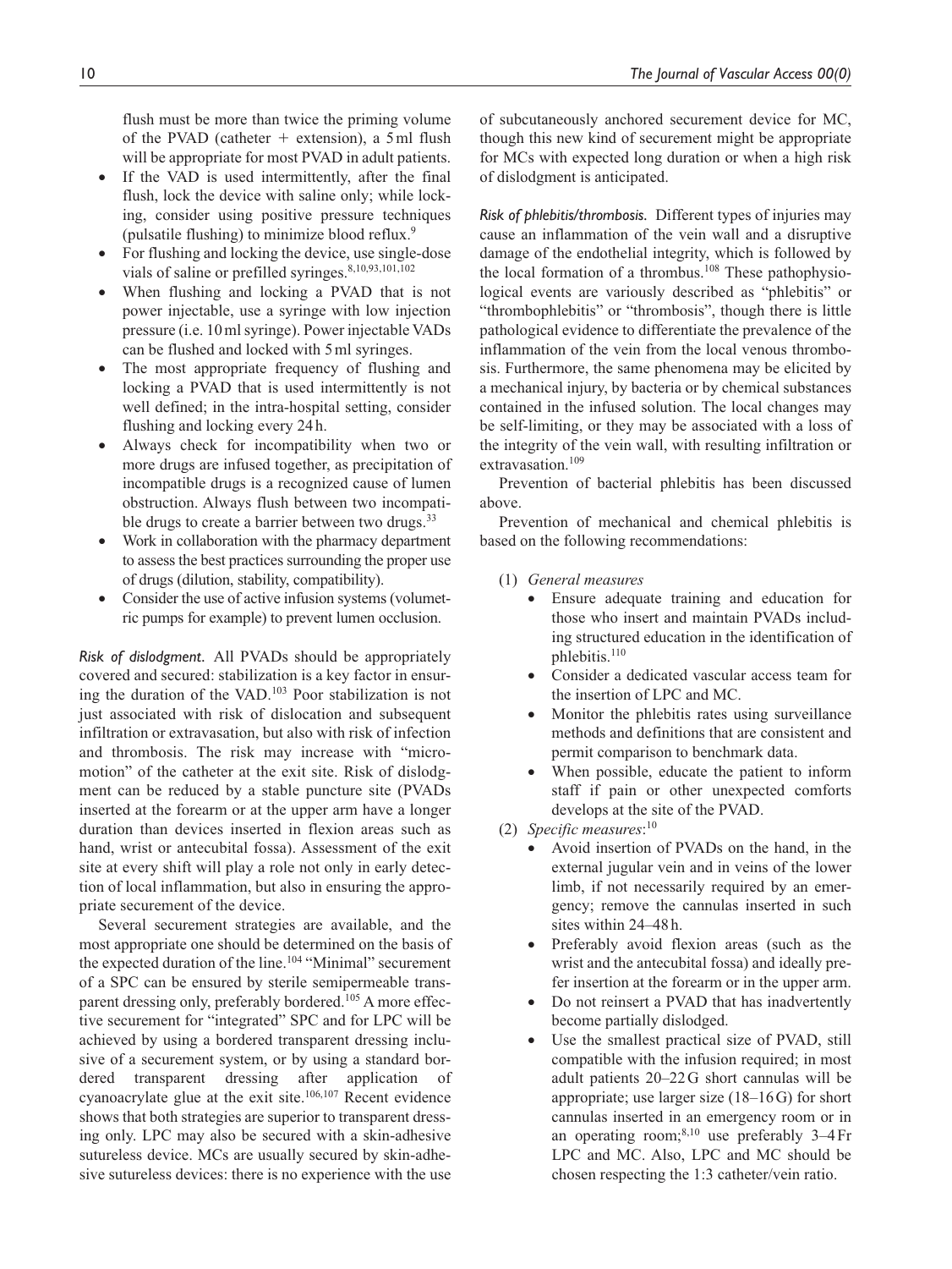flush must be more than twice the priming volume of the PVAD (catheter + extension), a 5 ml flush will be appropriate for most PVAD in adult patients.

- If the VAD is used intermittently, after the final flush, lock the device with saline only; while locking, consider using positive pressure techniques (pulsatile flushing) to minimize blood reflux.[9]
- For flushing and locking the device, use single-dose vials of saline or prefilled syringes.[8,10,93,101,102]
- When flushing and locking a PVAD that is not power injectable, use a syringe with low injection pressure (i.e. 10 ml syringe). Power injectable VADs can be flushed and locked with 5 ml syringes.
- The most appropriate frequency of flushing and locking a PVAD that is used intermittently is not well defined; in the intra-hospital setting, consider flushing and locking every 24 h.
- Always check for incompatibility when two or more drugs are infused together, as precipitation of incompatible drugs is a recognized cause of lumen obstruction. Always flush between two incompatible drugs to create a barrier between two drugs.[33]
- Work in collaboration with the pharmacy department to assess the best practices surrounding the proper use of drugs (dilution, stability, compatibility).
- Consider the use of active infusion systems (volumetric pumps for example) to prevent lumen occlusion.

*Risk of dislodgment.* All PVADs should be appropriately covered and secured: stabilization is a key factor in ensuring the duration of the VAD.[103] Poor stabilization is not just associated with risk of dislocation and subsequent infiltration or extravasation, but also with risk of infection and thrombosis. The risk may increase with "micromotion" of the catheter at the exit site. Risk of dislodgment can be reduced by a stable puncture site (PVADs inserted at the forearm or at the upper arm have a longer duration than devices inserted in flexion areas such as hand, wrist or antecubital fossa). Assessment of the exit site at every shift will play a role not only in early detection of local inflammation, but also in ensuring the appropriate securement of the device.

Several securement strategies are available, and the most appropriate one should be determined on the basis of the expected duration of the line.[104] "Minimal" securement of a SPC can be ensured by sterile semipermeable transparent dressing only, preferably bordered.[105] A more effective securement for "integrated" SPC and for LPC will be achieved by using a bordered transparent dressing inclusive of a securement system, or by using a standard bordered transparent dressing after application of cyanoacrylate glue at the exit site.[106,107] Recent evidence shows that both strategies are superior to transparent dressing only. LPC may also be secured with a skin-adhesive sutureless device. MCs are usually secured by skin-adhesive sutureless devices: there is no experience with the use of subcutaneously anchored securement device for MC, though this new kind of securement might be appropriate for MCs with expected long duration or when a high risk of dislodgment is anticipated.

*Risk of phlebitis/thrombosis.* Different types of injuries may cause an inflammation of the vein wall and a disruptive damage of the endothelial integrity, which is followed by the local formation of a thrombus.[108] These pathophysiological events are variously described as "phlebitis" or "thrombophlebitis" or "thrombosis", though there is little pathological evidence to differentiate the prevalence of the inflammation of the vein from the local venous thrombosis. Furthermore, the same phenomena may be elicited by a mechanical injury, by bacteria or by chemical substances contained in the infused solution. The local changes may be self-limiting, or they may be associated with a loss of the integrity of the vein wall, with resulting infiltration or extravasation.[109]

Prevention of bacterial phlebitis has been discussed above.

Prevention of mechanical and chemical phlebitis is based on the following recommendations:

(1) *General measures*
- Ensure adequate training and education for those who insert and maintain PVADs including structured education in the identification of phlebitis.[110]
- Consider a dedicated vascular access team for the insertion of LPC and MC.
- Monitor the phlebitis rates using surveillance methods and definitions that are consistent and permit comparison to benchmark data.
- When possible, educate the patient to inform staff if pain or other unexpected comforts develops at the site of the PVAD.

(2) *Specific measures*:[10]
- Avoid insertion of PVADs on the hand, in the external jugular vein and in veins of the lower limb, if not necessarily required by an emergency; remove the cannulas inserted in such sites within 24–48 h.
- Preferably avoid flexion areas (such as the wrist and the antecubital fossa) and ideally prefer insertion at the forearm or in the upper arm.
- Do not reinsert a PVAD that has inadvertently become partially dislodged.
- Use the smallest practical size of PVAD, still compatible with the infusion required; in most adult patients 20–22 G short cannulas will be appropriate; use larger size (18–16 G) for short cannulas inserted in an emergency room or in an operating room;[8,10] use preferably 3–4 Fr LPC and MC. Also, LPC and MC should be chosen respecting the 1:3 catheter/vein ratio.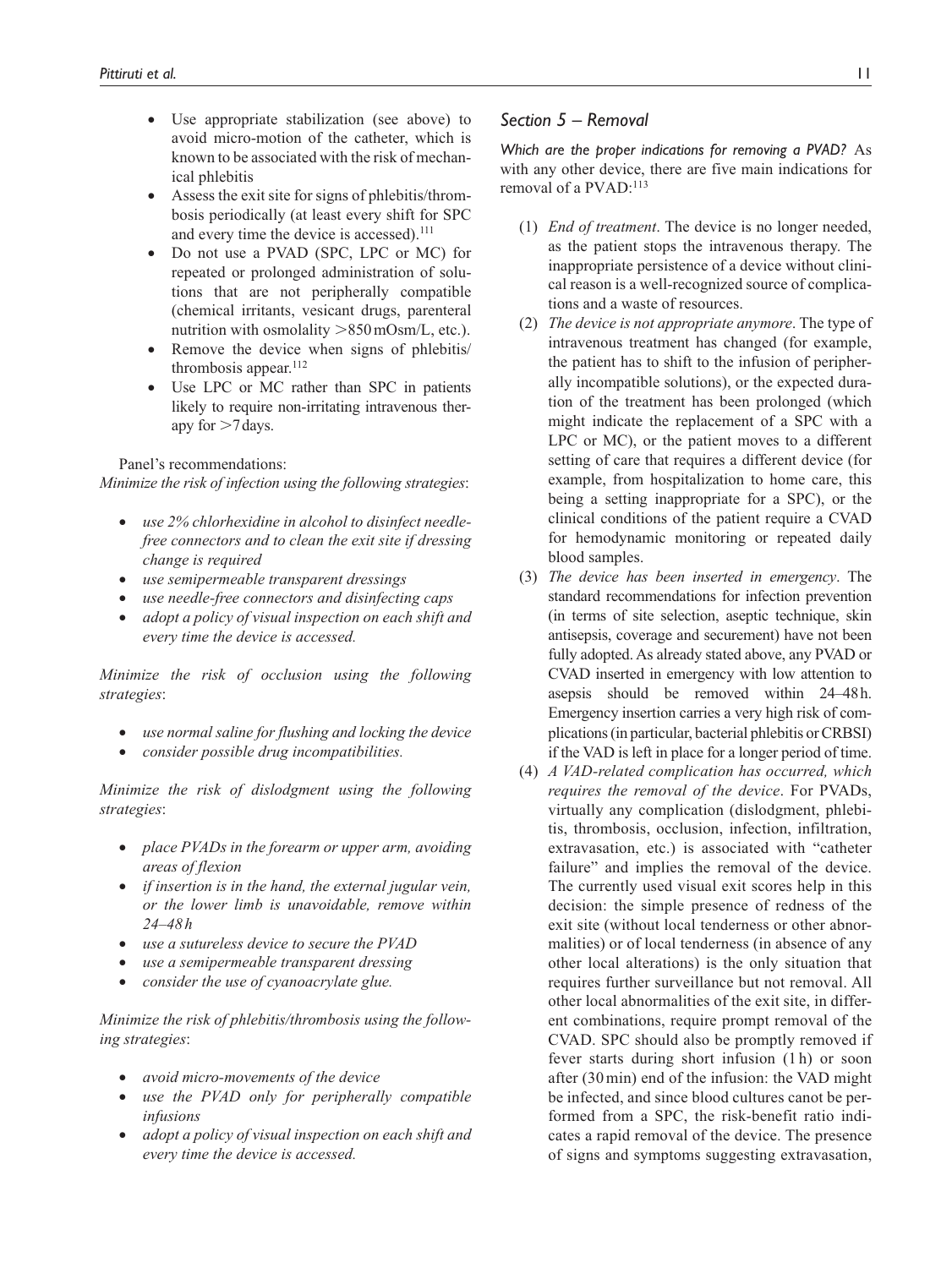- Use appropriate stabilization (see above) to avoid micro-motion of the catheter, which is known to be associated with the risk of mechanical phlebitis
- Assess the exit site for signs of phlebitis/thrombosis periodically (at least every shift for SPC and every time the device is accessed).[111]
- Do not use a PVAD (SPC, LPC or MC) for repeated or prolonged administration of solutions that are not peripherally compatible (chemical irritants, vesicant drugs, parenteral nutrition with osmolality >850 mOsm/L, etc.).
- Remove the device when signs of phlebitis/thrombosis appear.[112]
- Use LPC or MC rather than SPC in patients likely to require non-irritating intravenous therapy for >7 days.

Panel's recommendations:

*Minimize the risk of infection using the following strategies*:

- *use 2% chlorhexidine in alcohol to disinfect needle-free connectors and to clean the exit site if dressing change is required*
- *use semipermeable transparent dressings*
- *use needle-free connectors and disinfecting caps*
- *adopt a policy of visual inspection on each shift and every time the device is accessed.*

*Minimize the risk of occlusion using the following strategies*:

- *use normal saline for flushing and locking the device*
- *consider possible drug incompatibilities.*

*Minimize the risk of dislodgment using the following strategies*:

- *place PVADs in the forearm or upper arm, avoiding areas of flexion*
- *if insertion is in the hand, the external jugular vein, or the lower limb is unavoidable, remove within 24–48 h*
- *use a sutureless device to secure the PVAD*
- *use a semipermeable transparent dressing*
- *consider the use of cyanoacrylate glue.*

*Minimize the risk of phlebitis/thrombosis using the following strategies*:

- *avoid micro-movements of the device*
- *use the PVAD only for peripherally compatible infusions*
- *adopt a policy of visual inspection on each shift and every time the device is accessed.*

## *Section 5 – Removal*

*Which are the proper indications for removing a PVAD?* As with any other device, there are five main indications for removal of a PVAD:[113]

(1) *End of treatment*. The device is no longer needed, as the patient stops the intravenous therapy. The inappropriate persistence of a device without clinical reason is a well-recognized source of complications and a waste of resources.

(2) *The device is not appropriate anymore*. The type of intravenous treatment has changed (for example, the patient has to shift to the infusion of peripherally incompatible solutions), or the expected duration of the treatment has been prolonged (which might indicate the replacement of a SPC with a LPC or MC), or the patient moves to a different setting of care that requires a different device (for example, from hospitalization to home care, this being a setting inappropriate for a SPC), or the clinical conditions of the patient require a CVAD for hemodynamic monitoring or repeated daily blood samples.

(3) *The device has been inserted in emergency*. The standard recommendations for infection prevention (in terms of site selection, aseptic technique, skin antisepsis, coverage and securement) have not been fully adopted. As already stated above, any PVAD or CVAD inserted in emergency with low attention to asepsis should be removed within 24–48 h. Emergency insertion carries a very high risk of complications (in particular, bacterial phlebitis or CRBSI) if the VAD is left in place for a longer period of time.

(4) *A VAD-related complication has occurred, which requires the removal of the device*. For PVADs, virtually any complication (dislodgment, phlebitis, thrombosis, occlusion, infection, infiltration, extravasation, etc.) is associated with "catheter failure" and implies the removal of the device. The currently used visual exit scores help in this decision: the simple presence of redness of the exit site (without local tenderness or other abnormalities) or of local tenderness (in absence of any other local alterations) is the only situation that requires further surveillance but not removal. All other local abnormalities of the exit site, in different combinations, require prompt removal of the CVAD. SPC should also be promptly removed if fever starts during short infusion (1 h) or soon after (30 min) end of the infusion: the VAD might be infected, and since blood cultures canot be performed from a SPC, the risk-benefit ratio indicates a rapid removal of the device. The presence of signs and symptoms suggesting extravasation,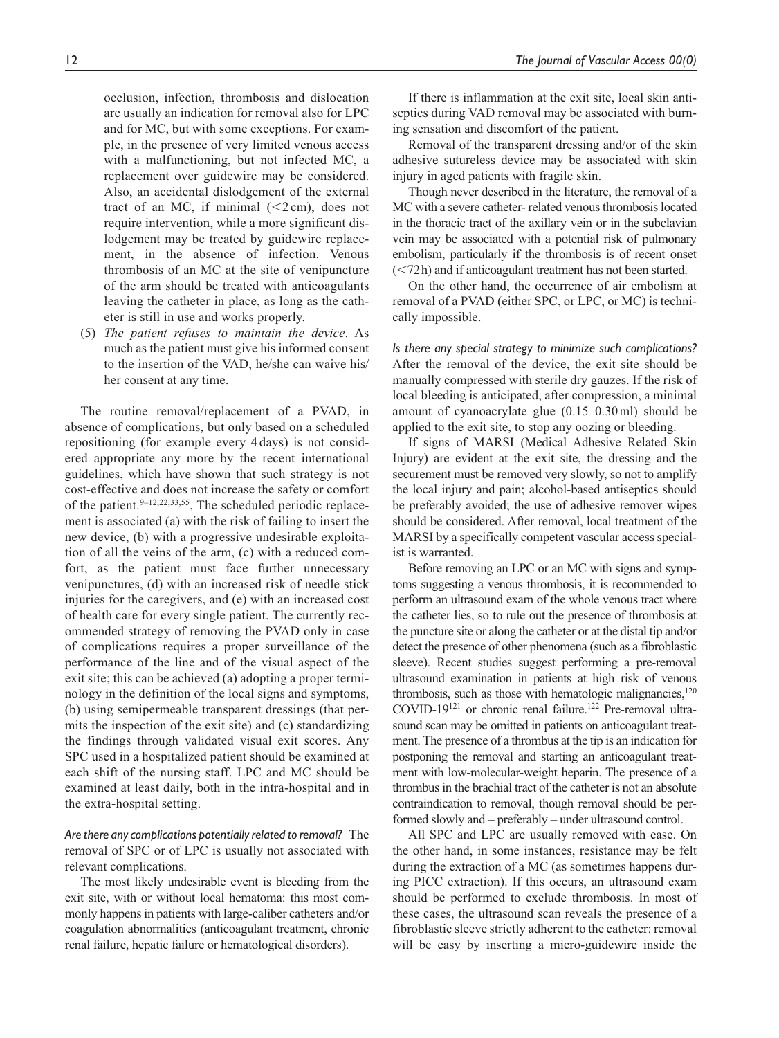occlusion, infection, thrombosis and dislocation are usually an indication for removal also for LPC and for MC, but with some exceptions. For example, in the presence of very limited venous access with a malfunctioning, but not infected MC, a replacement over guidewire may be considered. Also, an accidental dislodgement of the external tract of an MC, if minimal (<2 cm), does not require intervention, while a more significant dislodgement may be treated by guidewire replacement, in the absence of infection. Venous thrombosis of an MC at the site of venipuncture of the arm should be treated with anticoagulants leaving the catheter in place, as long as the catheter is still in use and works properly.

(5) *The patient refuses to maintain the device*. As much as the patient must give his informed consent to the insertion of the VAD, he/she can waive his/her consent at any time.

The routine removal/replacement of a PVAD, in absence of complications, but only based on a scheduled repositioning (for example every 4 days) is not considered appropriate any more by the recent international guidelines, which have shown that such strategy is not cost-effective and does not increase the safety or comfort of the patient.[9–12,22,33,55] The scheduled periodic replacement is associated (a) with the risk of failing to insert the new device, (b) with a progressive undesirable exploitation of all the veins of the arm, (c) with a reduced comfort, as the patient must face further unnecessary venipunctures, (d) with an increased risk of needle stick injuries for the caregivers, and (e) with an increased cost of health care for every single patient. The currently recommended strategy of removing the PVAD only in case of complications requires a proper surveillance of the performance of the line and of the visual aspect of the exit site; this can be achieved (a) adopting a proper terminology in the definition of the local signs and symptoms, (b) using semipermeable transparent dressings (that permits the inspection of the exit site) and (c) standardizing the findings through validated visual exit scores. Any SPC used in a hospitalized patient should be examined at each shift of the nursing staff. LPC and MC should be examined at least daily, both in the intra-hospital and in the extra-hospital setting.

*Are there any complications potentially related to removal?* The removal of SPC or of LPC is usually not associated with relevant complications.

The most likely undesirable event is bleeding from the exit site, with or without local hematoma: this most commonly happens in patients with large-caliber catheters and/or coagulation abnormalities (anticoagulant treatment, chronic renal failure, hepatic failure or hematological disorders).

If there is inflammation at the exit site, local skin antiseptics during VAD removal may be associated with burning sensation and discomfort of the patient.

Removal of the transparent dressing and/or of the skin adhesive sutureless device may be associated with skin injury in aged patients with fragile skin.

Though never described in the literature, the removal of a MC with a severe catheter- related venous thrombosis located in the thoracic tract of the axillary vein or in the subclavian vein may be associated with a potential risk of pulmonary embolism, particularly if the thrombosis is of recent onset (<72 h) and if anticoagulant treatment has not been started.

On the other hand, the occurrence of air embolism at removal of a PVAD (either SPC, or LPC, or MC) is technically impossible.

*Is there any special strategy to minimize such complications?* After the removal of the device, the exit site should be manually compressed with sterile dry gauzes. If the risk of local bleeding is anticipated, after compression, a minimal amount of cyanoacrylate glue (0.15–0.30 ml) should be applied to the exit site, to stop any oozing or bleeding.

If signs of MARSI (Medical Adhesive Related Skin Injury) are evident at the exit site, the dressing and the securement must be removed very slowly, so not to amplify the local injury and pain; alcohol-based antiseptics should be preferably avoided; the use of adhesive remover wipes should be considered. After removal, local treatment of the MARSI by a specifically competent vascular access specialist is warranted.

Before removing an LPC or an MC with signs and symptoms suggesting a venous thrombosis, it is recommended to perform an ultrasound exam of the whole venous tract where the catheter lies, so to rule out the presence of thrombosis at the puncture site or along the catheter or at the distal tip and/or detect the presence of other phenomena (such as a fibroblastic sleeve). Recent studies suggest performing a pre-removal ultrasound examination in patients at high risk of venous thrombosis, such as those with hematologic malignancies,[120] COVID-19[121] or chronic renal failure.[122] Pre-removal ultrasound scan may be omitted in patients on anticoagulant treatment. The presence of a thrombus at the tip is an indication for postponing the removal and starting an anticoagulant treatment with low-molecular-weight heparin. The presence of a thrombus in the brachial tract of the catheter is not an absolute contraindication to removal, though removal should be performed slowly and – preferably – under ultrasound control.

All SPC and LPC are usually removed with ease. On the other hand, in some instances, resistance may be felt during the extraction of a MC (as sometimes happens during PICC extraction). If this occurs, an ultrasound exam should be performed to exclude thrombosis. In most of these cases, the ultrasound scan reveals the presence of a fibroblastic sleeve strictly adherent to the catheter: removal will be easy by inserting a micro-guidewire inside the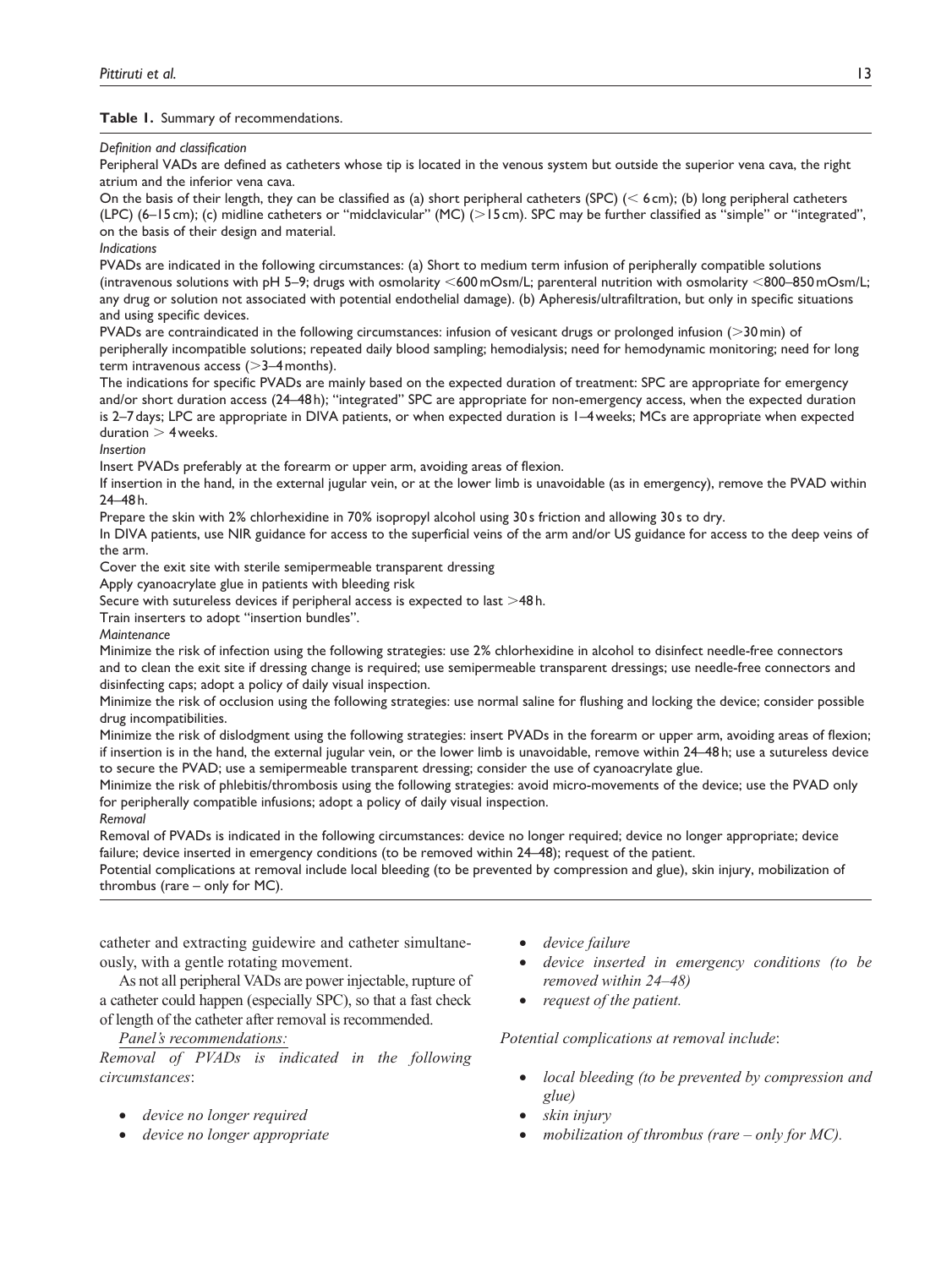**Table 1.** Summary of recommendations.

*Definition and classification*

Peripheral VADs are defined as catheters whose tip is located in the venous system but outside the superior vena cava, the right atrium and the inferior vena cava.

On the basis of their length, they can be classified as (a) short peripheral catheters (SPC) (< 6 cm); (b) long peripheral catheters (LPC) (6–15 cm); (c) midline catheters or "midclavicular" (MC) (>15 cm). SPC may be further classified as "simple" or "integrated", on the basis of their design and material.

*Indications*

PVADs are indicated in the following circumstances: (a) Short to medium term infusion of peripherally compatible solutions (intravenous solutions with pH 5–9; drugs with osmolarity <600 mOsm/L; parenteral nutrition with osmolarity <800–850 mOsm/L; any drug or solution not associated with potential endothelial damage). (b) Apheresis/ultrafiltration, but only in specific situations and using specific devices.

PVADs are contraindicated in the following circumstances: infusion of vesicant drugs or prolonged infusion (>30 min) of peripherally incompatible solutions; repeated daily blood sampling; hemodialysis; need for hemodynamic monitoring; need for long term intravenous access (>3–4 months).

The indications for specific PVADs are mainly based on the expected duration of treatment: SPC are appropriate for emergency and/or short duration access (24–48 h); "integrated" SPC are appropriate for non-emergency access, when the expected duration is 2–7 days; LPC are appropriate in DIVA patients, or when expected duration is 1–4 weeks; MCs are appropriate when expected duration > 4 weeks.

*Insertion*

Insert PVADs preferably at the forearm or upper arm, avoiding areas of flexion.

If insertion in the hand, in the external jugular vein, or at the lower limb is unavoidable (as in emergency), remove the PVAD within 24–48 h.

Prepare the skin with 2% chlorhexidine in 70% isopropyl alcohol using 30 s friction and allowing 30 s to dry.

In DIVA patients, use NIR guidance for access to the superficial veins of the arm and/or US guidance for access to the deep veins of the arm.

Cover the exit site with sterile semipermeable transparent dressing

Apply cyanoacrylate glue in patients with bleeding risk

Secure with sutureless devices if peripheral access is expected to last >48 h.

Train inserters to adopt "insertion bundles".

*Maintenance*

Minimize the risk of infection using the following strategies: use 2% chlorhexidine in alcohol to disinfect needle-free connectors and to clean the exit site if dressing change is required; use semipermeable transparent dressings; use needle-free connectors and disinfecting caps; adopt a policy of daily visual inspection.

Minimize the risk of occlusion using the following strategies: use normal saline for flushing and locking the device; consider possible drug incompatibilities.

Minimize the risk of dislodgment using the following strategies: insert PVADs in the forearm or upper arm, avoiding areas of flexion; if insertion is in the hand, the external jugular vein, or the lower limb is unavoidable, remove within 24–48 h; use a sutureless device to secure the PVAD; use a semipermeable transparent dressing; consider the use of cyanoacrylate glue.

Minimize the risk of phlebitis/thrombosis using the following strategies: avoid micro-movements of the device; use the PVAD only for peripherally compatible infusions; adopt a policy of daily visual inspection.

*Removal*

Removal of PVADs is indicated in the following circumstances: device no longer required; device no longer appropriate; device failure; device inserted in emergency conditions (to be removed within 24–48); request of the patient.

Potential complications at removal include local bleeding (to be prevented by compression and glue), skin injury, mobilization of thrombus (rare – only for MC).

---

catheter and extracting guidewire and catheter simultaneously, with a gentle rotating movement.

As not all peripheral VADs are power injectable, rupture of a catheter could happen (especially SPC), so that a fast check of length of the catheter after removal is recommended.

<u>*Panel's recommendations:*</u>

*Removal of PVADs is indicated in the following circumstances*:

- *device no longer required*
- *device no longer appropriate*
- *device failure*
- *device inserted in emergency conditions (to be removed within 24–48)*
- *request of the patient.*

*Potential complications at removal include*:

- *local bleeding (to be prevented by compression and glue)*
- *skin injury*
- *mobilization of thrombus (rare – only for MC).*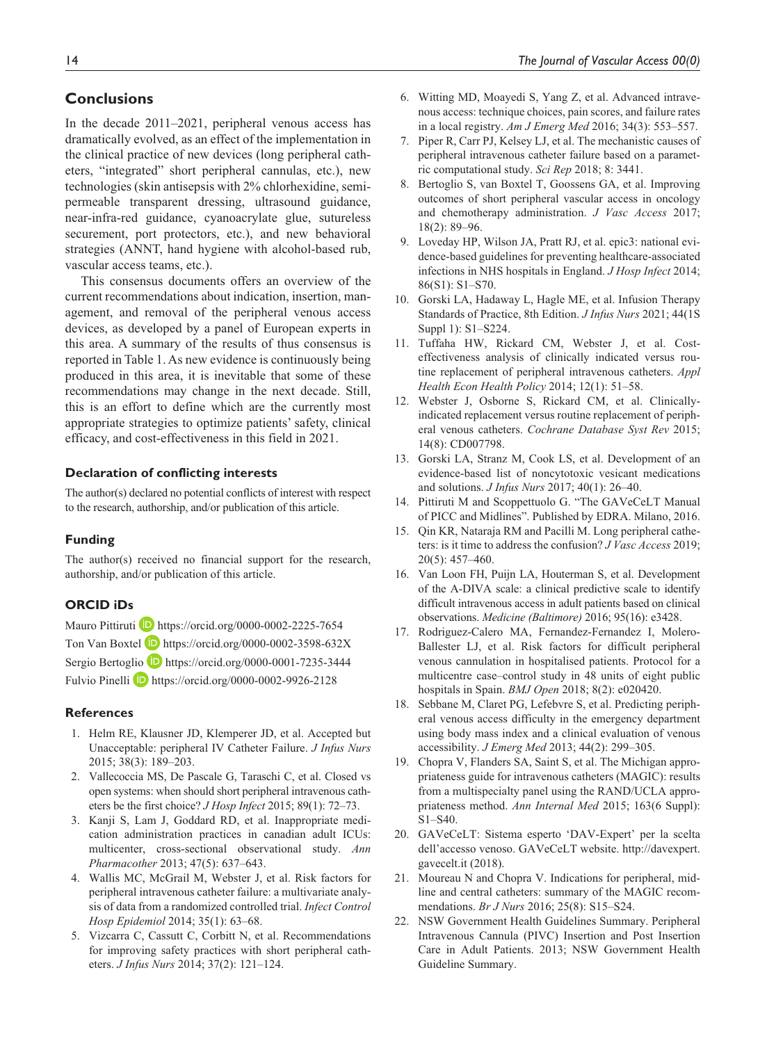## Conclusions

In the decade 2011–2021, peripheral venous access has dramatically evolved, as an effect of the implementation in the clinical practice of new devices (long peripheral catheters, "integrated" short peripheral cannulas, etc.), new technologies (skin antisepsis with 2% chlorhexidine, semi-permeable transparent dressing, ultrasound guidance, near-infra-red guidance, cyanoacrylate glue, sutureless securement, port protectors, etc.), and new behavioral strategies (ANNT, hand hygiene with alcohol-based rub, vascular access teams, etc.).

This consensus documents offers an overview of the current recommendations about indication, insertion, management, and removal of the peripheral venous access devices, as developed by a panel of European experts in this area. A summary of the results of thus consensus is reported in Table 1. As new evidence is continuously being produced in this area, it is inevitable that some of these recommendations may change in the next decade. Still, this is an effort to define which are the currently most appropriate strategies to optimize patients' safety, clinical efficacy, and cost-effectiveness in this field in 2021.

### Declaration of conflicting interests

The author(s) declared no potential conflicts of interest with respect to the research, authorship, and/or publication of this article.

### Funding

The author(s) received no financial support for the research, authorship, and/or publication of this article.

### ORCID iDs

Mauro Pittiruti https://orcid.org/0000-0002-2225-7654
Ton Van Boxtel https://orcid.org/0000-0002-3598-632X
Sergio Bertoglio https://orcid.org/0000-0001-7235-3444
Fulvio Pinelli https://orcid.org/0000-0002-9926-2128

### References

1. Helm RE, Klausner JD, Klemperer JD, et al. Accepted but Unacceptable: peripheral IV Catheter Failure. *J Infus Nurs* 2015; 38(3): 189–203.
2. Vallecoccia MS, De Pascale G, Taraschi C, et al. Closed vs open systems: when should short peripheral intravenous catheters be the first choice? *J Hosp Infect* 2015; 89(1): 72–73.
3. Kanji S, Lam J, Goddard RD, et al. Inappropriate medication administration practices in canadian adult ICUs: multicenter, cross-sectional observational study. *Ann Pharmacother* 2013; 47(5): 637–643.
4. Wallis MC, McGrail M, Webster J, et al. Risk factors for peripheral intravenous catheter failure: a multivariate analysis of data from a randomized controlled trial. *Infect Control Hosp Epidemiol* 2014; 35(1): 63–68.
5. Vizcarra C, Cassutt C, Corbitt N, et al. Recommendations for improving safety practices with short peripheral catheters. *J Infus Nurs* 2014; 37(2): 121–124.
6. Witting MD, Moayedi S, Yang Z, et al. Advanced intravenous access: technique choices, pain scores, and failure rates in a local registry. *Am J Emerg Med* 2016; 34(3): 553–557.
7. Piper R, Carr PJ, Kelsey LJ, et al. The mechanistic causes of peripheral intravenous catheter failure based on a parametric computational study. *Sci Rep* 2018; 8: 3441.
8. Bertoglio S, van Boxtel T, Goossens GA, et al. Improving outcomes of short peripheral vascular access in oncology and chemotherapy administration. *J Vasc Access* 2017; 18(2): 89–96.
9. Loveday HP, Wilson JA, Pratt RJ, et al. epic3: national evidence-based guidelines for preventing healthcare-associated infections in NHS hospitals in England. *J Hosp Infect* 2014; 86(S1): S1–S70.
10. Gorski LA, Hadaway L, Hagle ME, et al. Infusion Therapy Standards of Practice, 8th Edition. *J Infus Nurs* 2021; 44(1S Suppl 1): S1–S224.
11. Tuffaha HW, Rickard CM, Webster J, et al. Cost-effectiveness analysis of clinically indicated versus routine replacement of peripheral intravenous catheters. *Appl Health Econ Health Policy* 2014; 12(1): 51–58.
12. Webster J, Osborne S, Rickard CM, et al. Clinically-indicated replacement versus routine replacement of peripheral venous catheters. *Cochrane Database Syst Rev* 2015; 14(8): CD007798.
13. Gorski LA, Stranz M, Cook LS, et al. Development of an evidence-based list of noncytotoxic vesicant medications and solutions. *J Infus Nurs* 2017; 40(1): 26–40.
14. Pittiruti M and Scoppettuolo G. "The GAVeCeLT Manual of PICC and Midlines". Published by EDRA. Milano, 2016.
15. Qin KR, Nataraja RM and Pacilli M. Long peripheral catheters: is it time to address the confusion? *J Vasc Access* 2019; 20(5): 457–460.
16. Van Loon FH, Puijn LA, Houterman S, et al. Development of the A-DIVA scale: a clinical predictive scale to identify difficult intravenous access in adult patients based on clinical observations. *Medicine (Baltimore)* 2016; 95(16): e3428.
17. Rodriguez-Calero MA, Fernandez-Fernandez I, Molero-Ballester LJ, et al. Risk factors for difficult peripheral venous cannulation in hospitalised patients. Protocol for a multicentre case–control study in 48 units of eight public hospitals in Spain. *BMJ Open* 2018; 8(2): e020420.
18. Sebbane M, Claret PG, Lefebvre S, et al. Predicting peripheral venous access difficulty in the emergency department using body mass index and a clinical evaluation of venous accessibility. *J Emerg Med* 2013; 44(2): 299–305.
19. Chopra V, Flanders SA, Saint S, et al. The Michigan appropriateness guide for intravenous catheters (MAGIC): results from a multispecialty panel using the RAND/UCLA appropriateness method. *Ann Internal Med* 2015; 163(6 Suppl): S1–S40.
20. GAVeCeLT: Sistema esperto 'DAV-Expert' per la scelta dell'accesso venoso. GAVeCeLT website. http://davexpert.gavecelt.it (2018).
21. Moureau N and Chopra V. Indications for peripheral, midline and central catheters: summary of the MAGIC recommendations. *Br J Nurs* 2016; 25(8): S15–S24.
22. NSW Government Health Guidelines Summary. Peripheral Intravenous Cannula (PIVC) Insertion and Post Insertion Care in Adult Patients. 2013; NSW Government Health Guideline Summary.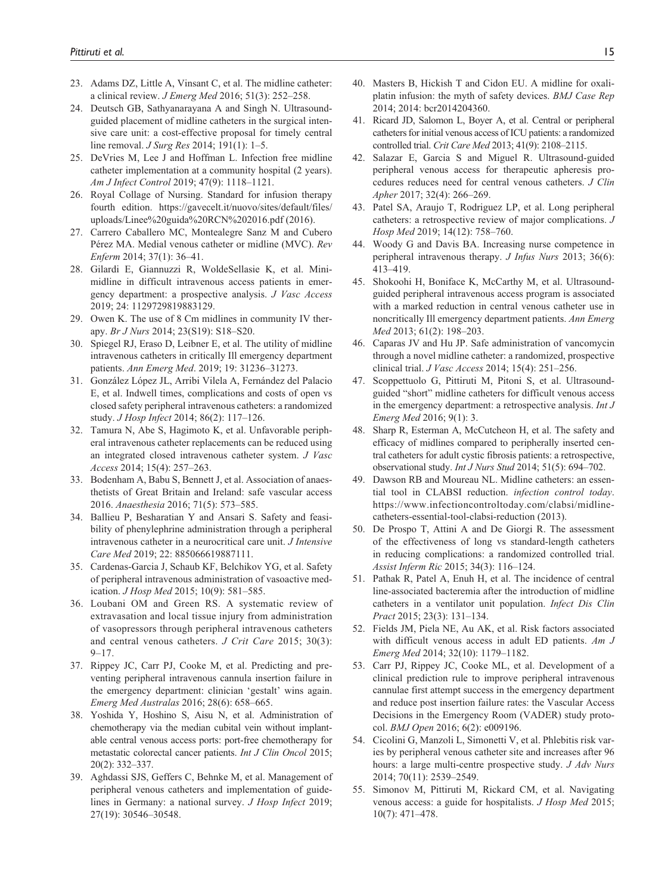23. Adams DZ, Little A, Vinsant C, et al. The midline catheter: a clinical review. *J Emerg Med* 2016; 51(3): 252–258.
24. Deutsch GB, Sathyanarayana A and Singh N. Ultrasound-guided placement of midline catheters in the surgical intensive care unit: a cost-effective proposal for timely central line removal. *J Surg Res* 2014; 191(1): 1–5.
25. DeVries M, Lee J and Hoffman L. Infection free midline catheter implementation at a community hospital (2 years). *Am J Infect Control* 2019; 47(9): 1118–1121.
26. Royal Collage of Nursing. Standard for infusion therapy fourth edition. https://gavecelt.it/nuovo/sites/default/files/uploads/Linee%20guida%20RCN%202016.pdf (2016).
27. Carrero Caballero MC, Montealegre Sanz M and Cubero Pérez MA. Medial venous catheter or midline (MVC). *Rev Enferm* 2014; 37(1): 36–41.
28. Gilardi E, Giannuzzi R, WoldeSellasie K, et al. Mini-midline in difficult intravenous access patients in emergency department: a prospective analysis. *J Vasc Access* 2019; 24: 1129729819883129.
29. Owen K. The use of 8 Cm midlines in community IV therapy. *Br J Nurs* 2014; 23(S19): S18–S20.
30. Spiegel RJ, Eraso D, Leibner E, et al. The utility of midline intravenous catheters in critically Ill emergency department patients. *Ann Emerg Med*. 2019; 19: 31236–31273.
31. González López JL, Arribi Vilela A, Fernández del Palacio E, et al. Indwell times, complications and costs of open vs closed safety peripheral intravenous catheters: a randomized study. *J Hosp Infect* 2014; 86(2): 117–126.
32. Tamura N, Abe S, Hagimoto K, et al. Unfavorable peripheral intravenous catheter replacements can be reduced using an integrated closed intravenous catheter system. *J Vasc Access* 2014; 15(4): 257–263.
33. Bodenham A, Babu S, Bennett J, et al. Association of anaesthetists of Great Britain and Ireland: safe vascular access 2016. *Anaesthesia* 2016; 71(5): 573–585.
34. Ballieu P, Besharatian Y and Ansari S. Safety and feasibility of phenylephrine administration through a peripheral intravenous catheter in a neurocritical care unit. *J Intensive Care Med* 2019; 22: 885066619887111.
35. Cardenas-Garcia J, Schaub KF, Belchikov YG, et al. Safety of peripheral intravenous administration of vasoactive medication. *J Hosp Med* 2015; 10(9): 581–585.
36. Loubani OM and Green RS. A systematic review of extravasation and local tissue injury from administration of vasopressors through peripheral intravenous catheters and central venous catheters. *J Crit Care* 2015; 30(3): 9–17.
37. Rippey JC, Carr PJ, Cooke M, et al. Predicting and preventing peripheral intravenous cannula insertion failure in the emergency department: clinician 'gestalt' wins again. *Emerg Med Australas* 2016; 28(6): 658–665.
38. Yoshida Y, Hoshino S, Aisu N, et al. Administration of chemotherapy via the median cubital vein without implantable central venous access ports: port-free chemotherapy for metastatic colorectal cancer patients. *Int J Clin Oncol* 2015; 20(2): 332–337.
39. Aghdassi SJS, Geffers C, Behnke M, et al. Management of peripheral venous catheters and implementation of guidelines in Germany: a national survey. *J Hosp Infect* 2019; 27(19): 30546–30548.
40. Masters B, Hickish T and Cidon EU. A midline for oxaliplatin infusion: the myth of safety devices. *BMJ Case Rep* 2014; 2014: bcr2014204360.
41. Ricard JD, Salomon L, Boyer A, et al. Central or peripheral catheters for initial venous access of ICU patients: a randomized controlled trial. *Crit Care Med* 2013; 41(9): 2108–2115.
42. Salazar E, Garcia S and Miguel R. Ultrasound-guided peripheral venous access for therapeutic apheresis procedures reduces need for central venous catheters. *J Clin Apher* 2017; 32(4): 266–269.
43. Patel SA, Araujo T, Rodriguez LP, et al. Long peripheral catheters: a retrospective review of major complications. *J Hosp Med* 2019; 14(12): 758–760.
44. Woody G and Davis BA. Increasing nurse competence in peripheral intravenous therapy. *J Infus Nurs* 2013; 36(6): 413–419.
45. Shokoohi H, Boniface K, McCarthy M, et al. Ultrasound-guided peripheral intravenous access program is associated with a marked reduction in central venous catheter use in noncritically Ill emergency department patients. *Ann Emerg Med* 2013; 61(2): 198–203.
46. Caparas JV and Hu JP. Safe administration of vancomycin through a novel midline catheter: a randomized, prospective clinical trial. *J Vasc Access* 2014; 15(4): 251–256.
47. Scoppettuolo G, Pittiruti M, Pitoni S, et al. Ultrasound-guided "short" midline catheters for difficult venous access in the emergency department: a retrospective analysis. *Int J Emerg Med* 2016; 9(1): 3.
48. Sharp R, Esterman A, McCutcheon H, et al. The safety and efficacy of midlines compared to peripherally inserted central catheters for adult cystic fibrosis patients: a retrospective, observational study. *Int J Nurs Stud* 2014; 51(5): 694–702.
49. Dawson RB and Moureau NL. Midline catheters: an essential tool in CLABSI reduction. *infection control today*. https://www.infectioncontroltoday.com/clabsi/midline-catheters-essential-tool-clabsi-reduction (2013).
50. De Prospo T, Attini A and De Giorgi R. The assessment of the effectiveness of long vs standard-length catheters in reducing complications: a randomized controlled trial. *Assist Inferm Ric* 2015; 34(3): 116–124.
51. Pathak R, Patel A, Enuh H, et al. The incidence of central line-associated bacteremia after the introduction of midline catheters in a ventilator unit population. *Infect Dis Clin Pract* 2015; 23(3): 131–134.
52. Fields JM, Piela NE, Au AK, et al. Risk factors associated with difficult venous access in adult ED patients. *Am J Emerg Med* 2014; 32(10): 1179–1182.
53. Carr PJ, Rippey JC, Cooke ML, et al. Development of a clinical prediction rule to improve peripheral intravenous cannulae first attempt success in the emergency department and reduce post insertion failure rates: the Vascular Access Decisions in the Emergency Room (VADER) study protocol. *BMJ Open* 2016; 6(2): e009196.
54. Cicolini G, Manzoli L, Simonetti V, et al. Phlebitis risk varies by peripheral venous catheter site and increases after 96 hours: a large multi-centre prospective study. *J Adv Nurs* 2014; 70(11): 2539–2549.
55. Simonov M, Pittiruti M, Rickard CM, et al. Navigating venous access: a guide for hospitalists. *J Hosp Med* 2015; 10(7): 471–478.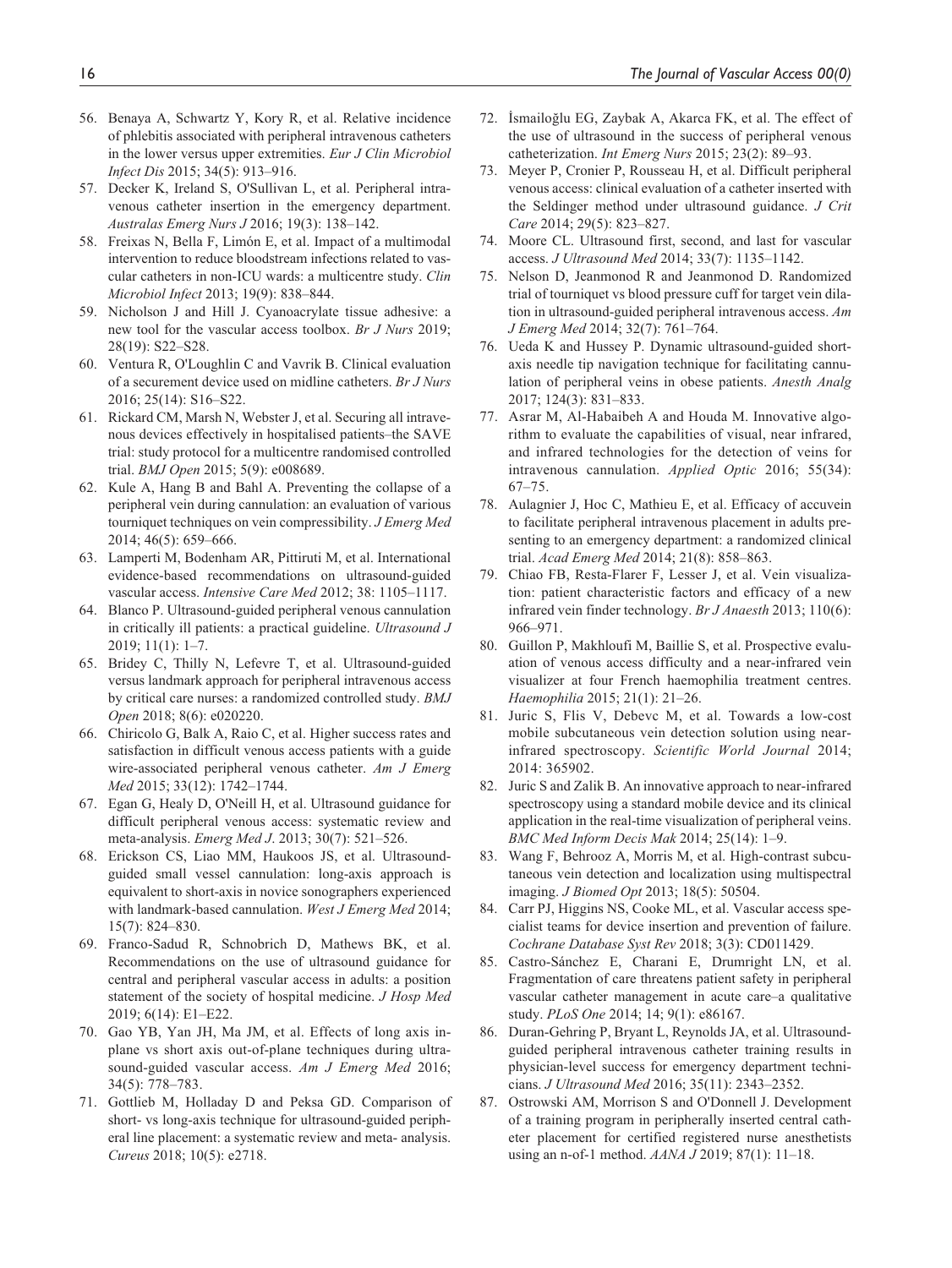56. Benaya A, Schwartz Y, Kory R, et al. Relative incidence of phlebitis associated with peripheral intravenous catheters in the lower versus upper extremities. *Eur J Clin Microbiol Infect Dis* 2015; 34(5): 913–916.
57. Decker K, Ireland S, O'Sullivan L, et al. Peripheral intravenous catheter insertion in the emergency department. *Australas Emerg Nurs J* 2016; 19(3): 138–142.
58. Freixas N, Bella F, Limón E, et al. Impact of a multimodal intervention to reduce bloodstream infections related to vascular catheters in non-ICU wards: a multicentre study. *Clin Microbiol Infect* 2013; 19(9): 838–844.
59. Nicholson J and Hill J. Cyanoacrylate tissue adhesive: a new tool for the vascular access toolbox. *Br J Nurs* 2019; 28(19): S22–S28.
60. Ventura R, O'Loughlin C and Vavrik B. Clinical evaluation of a securement device used on midline catheters. *Br J Nurs* 2016; 25(14): S16–S22.
61. Rickard CM, Marsh N, Webster J, et al. Securing all intravenous devices effectively in hospitalised patients–the SAVE trial: study protocol for a multicentre randomised controlled trial. *BMJ Open* 2015; 5(9): e008689.
62. Kule A, Hang B and Bahl A. Preventing the collapse of a peripheral vein during cannulation: an evaluation of various tourniquet techniques on vein compressibility. *J Emerg Med* 2014; 46(5): 659–666.
63. Lamperti M, Bodenham AR, Pittiruti M, et al. International evidence-based recommendations on ultrasound-guided vascular access. *Intensive Care Med* 2012; 38: 1105–1117.
64. Blanco P. Ultrasound-guided peripheral venous cannulation in critically ill patients: a practical guideline. *Ultrasound J* 2019; 11(1): 1–7.
65. Bridey C, Thilly N, Lefevre T, et al. Ultrasound-guided versus landmark approach for peripheral intravenous access by critical care nurses: a randomized controlled study. *BMJ Open* 2018; 8(6): e020220.
66. Chiricolo G, Balk A, Raio C, et al. Higher success rates and satisfaction in difficult venous access patients with a guide wire-associated peripheral venous catheter. *Am J Emerg Med* 2015; 33(12): 1742–1744.
67. Egan G, Healy D, O'Neill H, et al. Ultrasound guidance for difficult peripheral venous access: systematic review and meta-analysis. *Emerg Med J*. 2013; 30(7): 521–526.
68. Erickson CS, Liao MM, Haukoos JS, et al. Ultrasound-guided small vessel cannulation: long-axis approach is equivalent to short-axis in novice sonographers experienced with landmark-based cannulation. *West J Emerg Med* 2014; 15(7): 824–830.
69. Franco-Sadud R, Schnobrich D, Mathews BK, et al. Recommendations on the use of ultrasound guidance for central and peripheral vascular access in adults: a position statement of the society of hospital medicine. *J Hosp Med* 2019; 6(14): E1–E22.
70. Gao YB, Yan JH, Ma JM, et al. Effects of long axis in-plane vs short axis out-of-plane techniques during ultrasound-guided vascular access. *Am J Emerg Med* 2016; 34(5): 778–783.
71. Gottlieb M, Holladay D and Peksa GD. Comparison of short- vs long-axis technique for ultrasound-guided peripheral line placement: a systematic review and meta- analysis. *Cureus* 2018; 10(5): e2718.
72. İsmailoğlu EG, Zaybak A, Akarca FK, et al. The effect of the use of ultrasound in the success of peripheral venous catheterization. *Int Emerg Nurs* 2015; 23(2): 89–93.
73. Meyer P, Cronier P, Rousseau H, et al. Difficult peripheral venous access: clinical evaluation of a catheter inserted with the Seldinger method under ultrasound guidance. *J Crit Care* 2014; 29(5): 823–827.
74. Moore CL. Ultrasound first, second, and last for vascular access. *J Ultrasound Med* 2014; 33(7): 1135–1142.
75. Nelson D, Jeanmonod R and Jeanmonod D. Randomized trial of tourniquet vs blood pressure cuff for target vein dilation in ultrasound-guided peripheral intravenous access. *Am J Emerg Med* 2014; 32(7): 761–764.
76. Ueda K and Hussey P. Dynamic ultrasound-guided short-axis needle tip navigation technique for facilitating cannulation of peripheral veins in obese patients. *Anesth Analg* 2017; 124(3): 831–833.
77. Asrar M, Al-Habaibeh A and Houda M. Innovative algorithm to evaluate the capabilities of visual, near infrared, and infrared technologies for the detection of veins for intravenous cannulation. *Applied Optic* 2016; 55(34): 67–75.
78. Aulagnier J, Hoc C, Mathieu E, et al. Efficacy of accuvein to facilitate peripheral intravenous placement in adults presenting to an emergency department: a randomized clinical trial. *Acad Emerg Med* 2014; 21(8): 858–863.
79. Chiao FB, Resta-Flarer F, Lesser J, et al. Vein visualization: patient characteristic factors and efficacy of a new infrared vein finder technology. *Br J Anaesth* 2013; 110(6): 966–971.
80. Guillon P, Makhloufi M, Baillie S, et al. Prospective evaluation of venous access difficulty and a near-infrared vein visualizer at four French haemophilia treatment centres. *Haemophilia* 2015; 21(1): 21–26.
81. Juric S, Flis V, Debevc M, et al. Towards a low-cost mobile subcutaneous vein detection solution using near-infrared spectroscopy. *Scientific World Journal* 2014; 2014: 365902.
82. Juric S and Zalik B. An innovative approach to near-infrared spectroscopy using a standard mobile device and its clinical application in the real-time visualization of peripheral veins. *BMC Med Inform Decis Mak* 2014; 25(14): 1–9.
83. Wang F, Behrooz A, Morris M, et al. High-contrast subcutaneous vein detection and localization using multispectral imaging. *J Biomed Opt* 2013; 18(5): 50504.
84. Carr PJ, Higgins NS, Cooke ML, et al. Vascular access specialist teams for device insertion and prevention of failure. *Cochrane Database Syst Rev* 2018; 3(3): CD011429.
85. Castro-Sánchez E, Charani E, Drumright LN, et al. Fragmentation of care threatens patient safety in peripheral vascular catheter management in acute care–a qualitative study. *PLoS One* 2014; 14; 9(1): e86167.
86. Duran-Gehring P, Bryant L, Reynolds JA, et al. Ultrasound-guided peripheral intravenous catheter training results in physician-level success for emergency department technicians. *J Ultrasound Med* 2016; 35(11): 2343–2352.
87. Ostrowski AM, Morrison S and O'Donnell J. Development of a training program in peripherally inserted central catheter placement for certified registered nurse anesthetists using an n-of-1 method. *AANA J* 2019; 87(1): 11–18.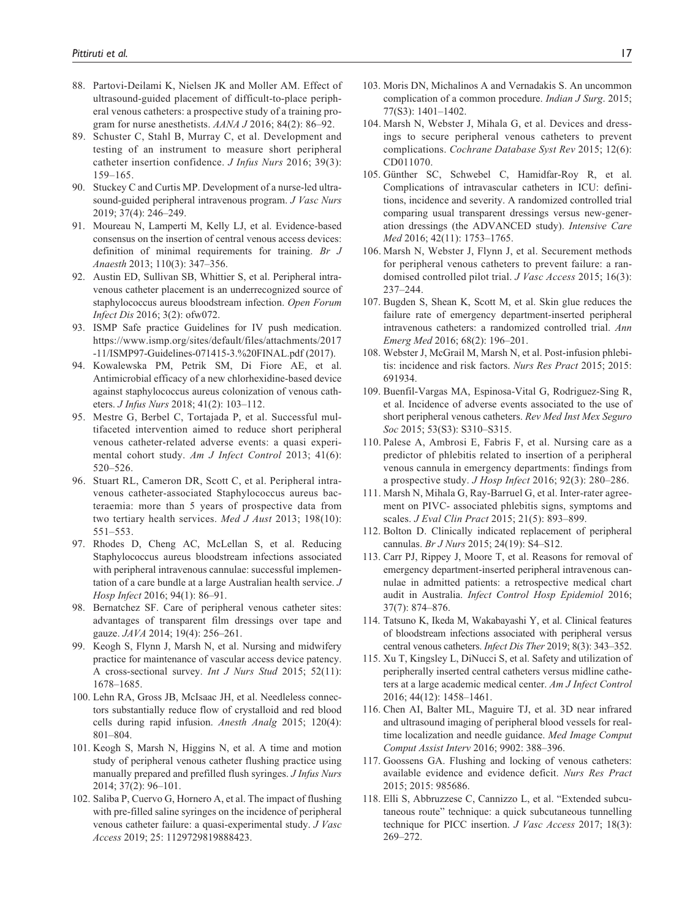88. Partovi-Deilami K, Nielsen JK and Moller AM. Effect of ultrasound-guided placement of difficult-to-place peripheral venous catheters: a prospective study of a training program for nurse anesthetists. *AANA J* 2016; 84(2): 86–92.
89. Schuster C, Stahl B, Murray C, et al. Development and testing of an instrument to measure short peripheral catheter insertion confidence. *J Infus Nurs* 2016; 39(3): 159–165.
90. Stuckey C and Curtis MP. Development of a nurse-led ultrasound-guided peripheral intravenous program. *J Vasc Nurs* 2019; 37(4): 246–249.
91. Moureau N, Lamperti M, Kelly LJ, et al. Evidence-based consensus on the insertion of central venous access devices: definition of minimal requirements for training. *Br J Anaesth* 2013; 110(3): 347–356.
92. Austin ED, Sullivan SB, Whittier S, et al. Peripheral intravenous catheter placement is an underrecognized source of staphylococcus aureus bloodstream infection. *Open Forum Infect Dis* 2016; 3(2): ofw072.
93. ISMP Safe practice Guidelines for IV push medication. https://www.ismp.org/sites/default/files/attachments/2017-11/ISMP97-Guidelines-071415-3.%20FINAL.pdf (2017).
94. Kowalewska PM, Petrik SM, Di Fiore AE, et al. Antimicrobial efficacy of a new chlorhexidine-based device against staphylococcus aureus colonization of venous catheters. *J Infus Nurs* 2018; 41(2): 103–112.
95. Mestre G, Berbel C, Tortajada P, et al. Successful multifaceted intervention aimed to reduce short peripheral venous catheter-related adverse events: a quasi experimental cohort study. *Am J Infect Control* 2013; 41(6): 520–526.
96. Stuart RL, Cameron DR, Scott C, et al. Peripheral intravenous catheter-associated Staphylococcus aureus bacteraemia: more than 5 years of prospective data from two tertiary health services. *Med J Aust* 2013; 198(10): 551–553.
97. Rhodes D, Cheng AC, McLellan S, et al. Reducing Staphylococcus aureus bloodstream infections associated with peripheral intravenous cannulae: successful implementation of a care bundle at a large Australian health service. *J Hosp Infect* 2016; 94(1): 86–91.
98. Bernatchez SF. Care of peripheral venous catheter sites: advantages of transparent film dressings over tape and gauze. *JAVA* 2014; 19(4): 256–261.
99. Keogh S, Flynn J, Marsh N, et al. Nursing and midwifery practice for maintenance of vascular access device patency. A cross-sectional survey. *Int J Nurs Stud* 2015; 52(11): 1678–1685.
100. Lehn RA, Gross JB, McIsaac JH, et al. Needleless connectors substantially reduce flow of crystalloid and red blood cells during rapid infusion. *Anesth Analg* 2015; 120(4): 801–804.
101. Keogh S, Marsh N, Higgins N, et al. A time and motion study of peripheral venous catheter flushing practice using manually prepared and prefilled flush syringes. *J Infus Nurs* 2014; 37(2): 96–101.
102. Saliba P, Cuervo G, Hornero A, et al. The impact of flushing with pre-filled saline syringes on the incidence of peripheral venous catheter failure: a quasi-experimental study. *J Vasc Access* 2019; 25: 1129729819888423.
103. Moris DN, Michalinos A and Vernadakis S. An uncommon complication of a common procedure. *Indian J Surg*. 2015; 77(S3): 1401–1402.
104. Marsh N, Webster J, Mihala G, et al. Devices and dressings to secure peripheral venous catheters to prevent complications. *Cochrane Database Syst Rev* 2015; 12(6): CD011070.
105. Günther SC, Schwebel C, Hamidfar-Roy R, et al. Complications of intravascular catheters in ICU: definitions, incidence and severity. A randomized controlled trial comparing usual transparent dressings versus new-generation dressings (the ADVANCED study). *Intensive Care Med* 2016; 42(11): 1753–1765.
106. Marsh N, Webster J, Flynn J, et al. Securement methods for peripheral venous catheters to prevent failure: a randomised controlled pilot trial. *J Vasc Access* 2015; 16(3): 237–244.
107. Bugden S, Shean K, Scott M, et al. Skin glue reduces the failure rate of emergency department-inserted peripheral intravenous catheters: a randomized controlled trial. *Ann Emerg Med* 2016; 68(2): 196–201.
108. Webster J, McGrail M, Marsh N, et al. Post-infusion phlebitis: incidence and risk factors. *Nurs Res Pract* 2015; 2015: 691934.
109. Buenfil-Vargas MA, Espinosa-Vital G, Rodriguez-Sing R, et al. Incidence of adverse events associated to the use of short peripheral venous catheters. *Rev Med Inst Mex Seguro Soc* 2015; 53(S3): S310–S315.
110. Palese A, Ambrosi E, Fabris F, et al. Nursing care as a predictor of phlebitis related to insertion of a peripheral venous cannula in emergency departments: findings from a prospective study. *J Hosp Infect* 2016; 92(3): 280–286.
111. Marsh N, Mihala G, Ray-Barruel G, et al. Inter-rater agreement on PIVC- associated phlebitis signs, symptoms and scales. *J Eval Clin Pract* 2015; 21(5): 893–899.
112. Bolton D. Clinically indicated replacement of peripheral cannulas. *Br J Nurs* 2015; 24(19): S4–S12.
113. Carr PJ, Rippey J, Moore T, et al. Reasons for removal of emergency department-inserted peripheral intravenous cannulae in admitted patients: a retrospective medical chart audit in Australia. *Infect Control Hosp Epidemiol* 2016; 37(7): 874–876.
114. Tatsuno K, Ikeda M, Wakabayashi Y, et al. Clinical features of bloodstream infections associated with peripheral versus central venous catheters. *Infect Dis Ther* 2019; 8(3): 343–352.
115. Xu T, Kingsley L, DiNucci S, et al. Safety and utilization of peripherally inserted central catheters versus midline catheters at a large academic medical center. *Am J Infect Control* 2016; 44(12): 1458–1461.
116. Chen AI, Balter ML, Maguire TJ, et al. 3D near infrared and ultrasound imaging of peripheral blood vessels for real-time localization and needle guidance. *Med Image Comput Comput Assist Interv* 2016; 9902: 388–396.
117. Goossens GA. Flushing and locking of venous catheters: available evidence and evidence deficit. *Nurs Res Pract* 2015; 2015: 985686.
118. Elli S, Abbruzzese C, Cannizzo L, et al. "Extended subcutaneous route" technique: a quick subcutaneous tunnelling technique for PICC insertion. *J Vasc Access* 2017; 18(3): 269–272.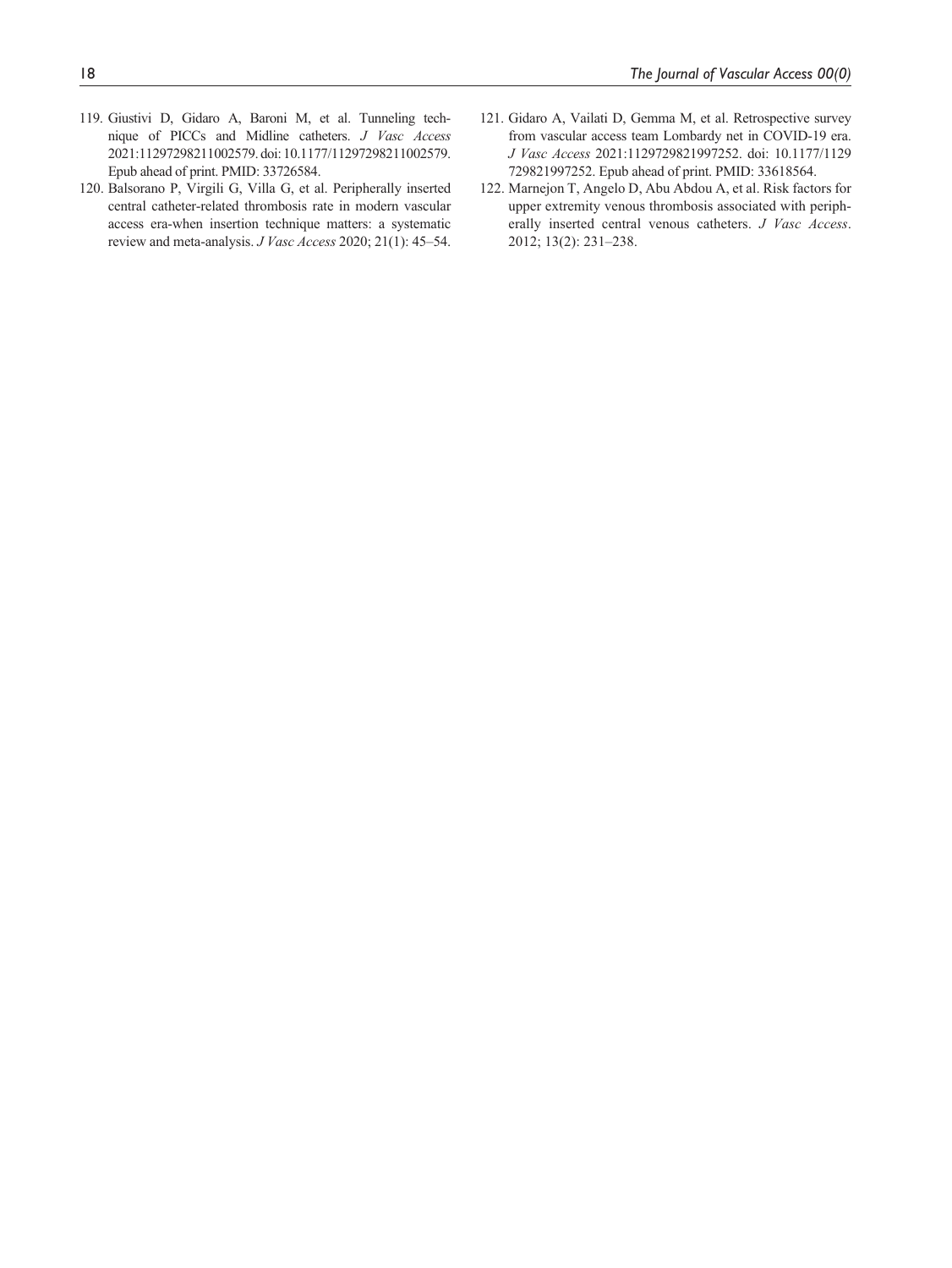119. Giustivi D, Gidaro A, Baroni M, et al. Tunneling technique of PICCs and Midline catheters. *J Vasc Access* 2021:11297298211002579. doi: 10.1177/11297298211002579. Epub ahead of print. PMID: 33726584.
120. Balsorano P, Virgili G, Villa G, et al. Peripherally inserted central catheter-related thrombosis rate in modern vascular access era-when insertion technique matters: a systematic review and meta-analysis. *J Vasc Access* 2020; 21(1): 45–54.
121. Gidaro A, Vailati D, Gemma M, et al. Retrospective survey from vascular access team Lombardy net in COVID-19 era. *J Vasc Access* 2021:1129729821997252. doi: 10.1177/1129729821997252. Epub ahead of print. PMID: 33618564.
122. Marnejon T, Angelo D, Abu Abdou A, et al. Risk factors for upper extremity venous thrombosis associated with peripherally inserted central venous catheters. *J Vasc Access*. 2012; 13(2): 231–238.